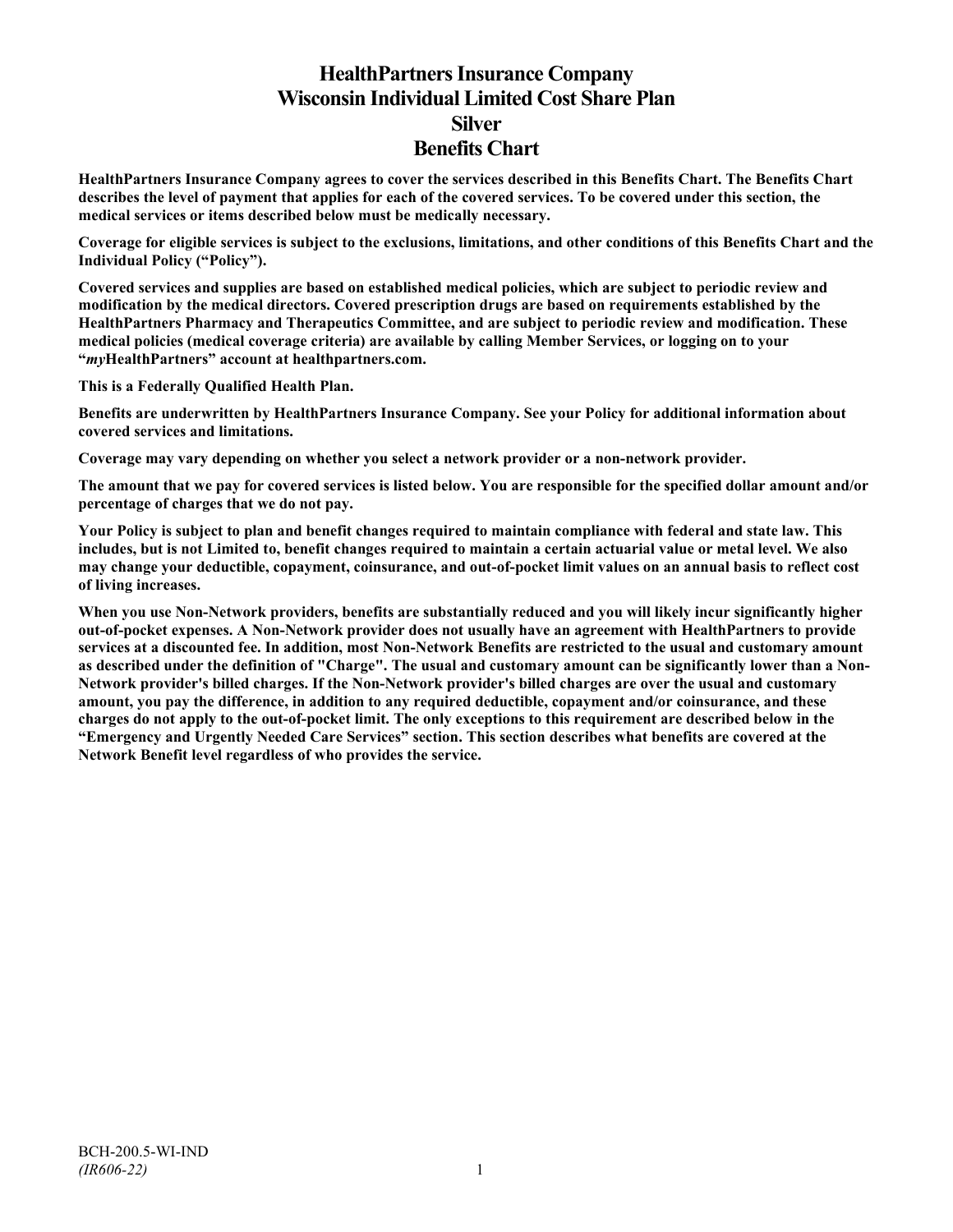# HealthPartners Insurance Company
# Wisconsin Individual Limited Cost Share Plan
# Silver
# Benefits Chart

**HealthPartners Insurance Company agrees to cover the services described in this Benefits Chart. The Benefits Chart describes the level of payment that applies for each of the covered services. To be covered under this section, the medical services or items described below must be medically necessary.**

**Coverage for eligible services is subject to the exclusions, limitations, and other conditions of this Benefits Chart and the Individual Policy ("Policy").**

**Covered services and supplies are based on established medical policies, which are subject to periodic review and modification by the medical directors. Covered prescription drugs are based on requirements established by the HealthPartners Pharmacy and Therapeutics Committee, and are subject to periodic review and modification. These medical policies (medical coverage criteria) are available by calling Member Services, or logging on to your "*my*HealthPartners" account at healthpartners.com.**

**This is a Federally Qualified Health Plan.**

**Benefits are underwritten by HealthPartners Insurance Company. See your Policy for additional information about covered services and limitations.**

**Coverage may vary depending on whether you select a network provider or a non-network provider.**

**The amount that we pay for covered services is listed below. You are responsible for the specified dollar amount and/or percentage of charges that we do not pay.**

**Your Policy is subject to plan and benefit changes required to maintain compliance with federal and state law. This includes, but is not Limited to, benefit changes required to maintain a certain actuarial value or metal level. We also may change your deductible, copayment, coinsurance, and out-of-pocket limit values on an annual basis to reflect cost of living increases.**

**When you use Non-Network providers, benefits are substantially reduced and you will likely incur significantly higher out-of-pocket expenses. A Non-Network provider does not usually have an agreement with HealthPartners to provide services at a discounted fee. In addition, most Non-Network Benefits are restricted to the usual and customary amount as described under the definition of "Charge". The usual and customary amount can be significantly lower than a Non-Network provider's billed charges. If the Non-Network provider's billed charges are over the usual and customary amount, you pay the difference, in addition to any required deductible, copayment and/or coinsurance, and these charges do not apply to the out-of-pocket limit. The only exceptions to this requirement are described below in the "Emergency and Urgently Needed Care Services" section. This section describes what benefits are covered at the Network Benefit level regardless of who provides the service.**

BCH-200.5-WI-IND
*(IR606-22)*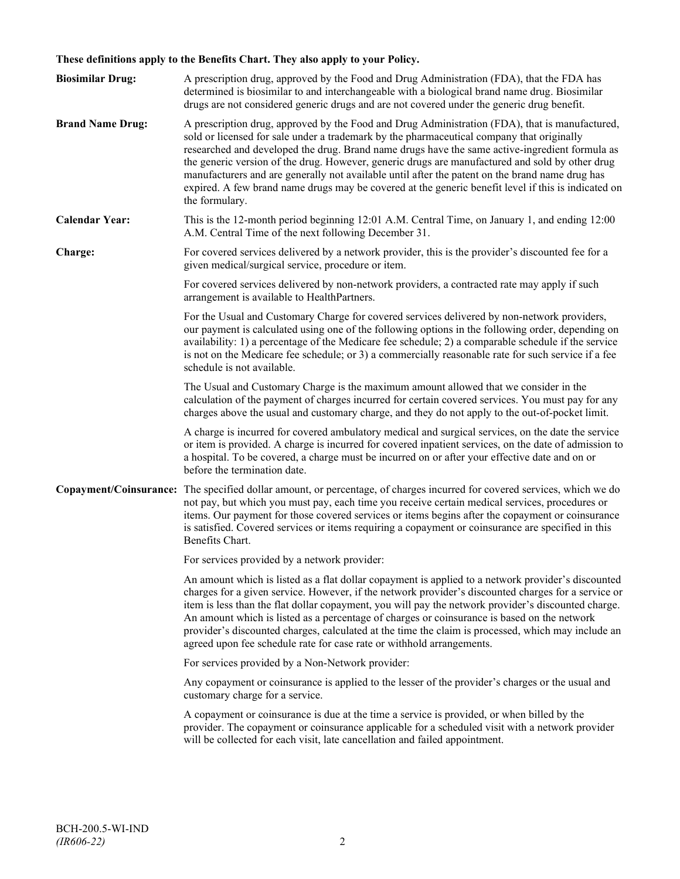**These definitions apply to the Benefits Chart. They also apply to your Policy.**

**Biosimilar Drug:** A prescription drug, approved by the Food and Drug Administration (FDA), that the FDA has determined is biosimilar to and interchangeable with a biological brand name drug. Biosimilar drugs are not considered generic drugs and are not covered under the generic drug benefit.

**Brand Name Drug:** A prescription drug, approved by the Food and Drug Administration (FDA), that is manufactured, sold or licensed for sale under a trademark by the pharmaceutical company that originally researched and developed the drug. Brand name drugs have the same active-ingredient formula as the generic version of the drug. However, generic drugs are manufactured and sold by other drug manufacturers and are generally not available until after the patent on the brand name drug has expired. A few brand name drugs may be covered at the generic benefit level if this is indicated on the formulary.

**Calendar Year:** This is the 12-month period beginning 12:01 A.M. Central Time, on January 1, and ending 12:00 A.M. Central Time of the next following December 31.

**Charge:** For covered services delivered by a network provider, this is the provider's discounted fee for a given medical/surgical service, procedure or item.

For covered services delivered by non-network providers, a contracted rate may apply if such arrangement is available to HealthPartners.

For the Usual and Customary Charge for covered services delivered by non-network providers, our payment is calculated using one of the following options in the following order, depending on availability: 1) a percentage of the Medicare fee schedule; 2) a comparable schedule if the service is not on the Medicare fee schedule; or 3) a commercially reasonable rate for such service if a fee schedule is not available.

The Usual and Customary Charge is the maximum amount allowed that we consider in the calculation of the payment of charges incurred for certain covered services. You must pay for any charges above the usual and customary charge, and they do not apply to the out-of-pocket limit.

A charge is incurred for covered ambulatory medical and surgical services, on the date the service or item is provided. A charge is incurred for covered inpatient services, on the date of admission to a hospital. To be covered, a charge must be incurred on or after your effective date and on or before the termination date.

**Copayment/Coinsurance:** The specified dollar amount, or percentage, of charges incurred for covered services, which we do not pay, but which you must pay, each time you receive certain medical services, procedures or items. Our payment for those covered services or items begins after the copayment or coinsurance is satisfied. Covered services or items requiring a copayment or coinsurance are specified in this Benefits Chart.

For services provided by a network provider:

An amount which is listed as a flat dollar copayment is applied to a network provider's discounted charges for a given service. However, if the network provider's discounted charges for a service or item is less than the flat dollar copayment, you will pay the network provider's discounted charge. An amount which is listed as a percentage of charges or coinsurance is based on the network provider's discounted charges, calculated at the time the claim is processed, which may include an agreed upon fee schedule rate for case rate or withhold arrangements.

For services provided by a Non-Network provider:

Any copayment or coinsurance is applied to the lesser of the provider's charges or the usual and customary charge for a service.

A copayment or coinsurance is due at the time a service is provided, or when billed by the provider. The copayment or coinsurance applicable for a scheduled visit with a network provider will be collected for each visit, late cancellation and failed appointment.

BCH-200.5-WI-IND
*(IR606-22)*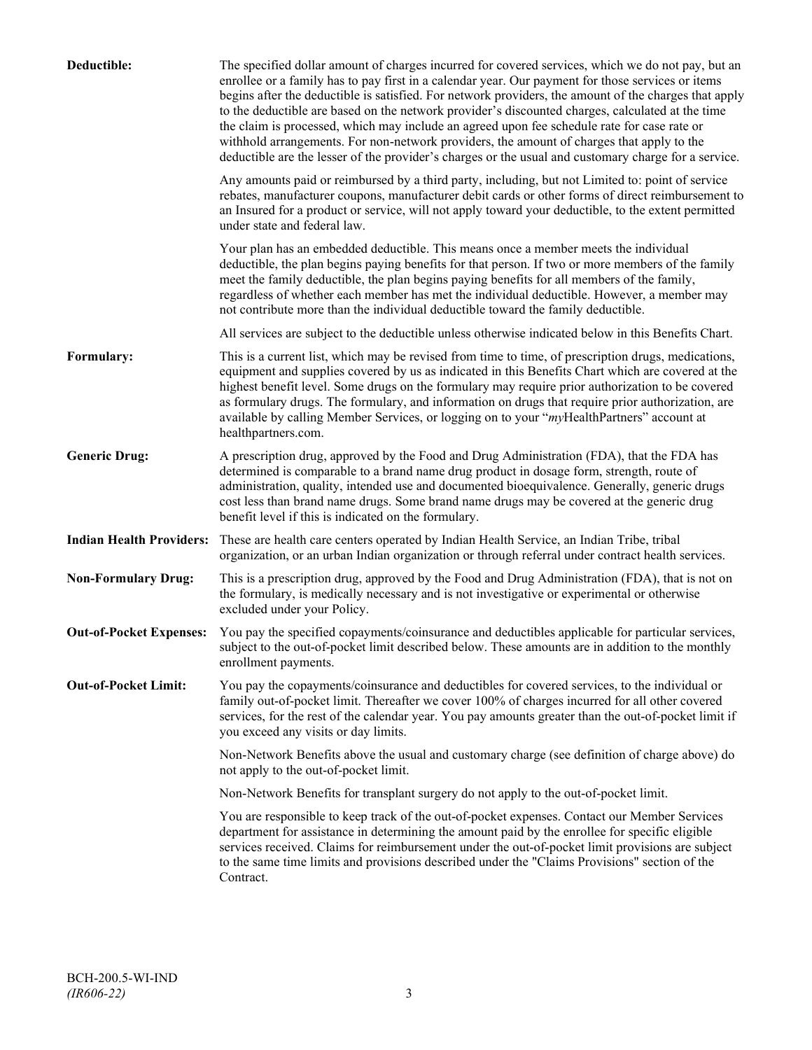**Deductible:** The specified dollar amount of charges incurred for covered services, which we do not pay, but an enrollee or a family has to pay first in a calendar year. Our payment for those services or items begins after the deductible is satisfied. For network providers, the amount of the charges that apply to the deductible are based on the network provider's discounted charges, calculated at the time the claim is processed, which may include an agreed upon fee schedule rate for case rate or withhold arrangements. For non-network providers, the amount of charges that apply to the deductible are the lesser of the provider's charges or the usual and customary charge for a service.

Any amounts paid or reimbursed by a third party, including, but not Limited to: point of service rebates, manufacturer coupons, manufacturer debit cards or other forms of direct reimbursement to an Insured for a product or service, will not apply toward your deductible, to the extent permitted under state and federal law.

Your plan has an embedded deductible. This means once a member meets the individual deductible, the plan begins paying benefits for that person. If two or more members of the family meet the family deductible, the plan begins paying benefits for all members of the family, regardless of whether each member has met the individual deductible. However, a member may not contribute more than the individual deductible toward the family deductible.

All services are subject to the deductible unless otherwise indicated below in this Benefits Chart.

**Formulary:** This is a current list, which may be revised from time to time, of prescription drugs, medications, equipment and supplies covered by us as indicated in this Benefits Chart which are covered at the highest benefit level. Some drugs on the formulary may require prior authorization to be covered as formulary drugs. The formulary, and information on drugs that require prior authorization, are available by calling Member Services, or logging on to your "*my*HealthPartners" account at healthpartners.com.

**Generic Drug:** A prescription drug, approved by the Food and Drug Administration (FDA), that the FDA has determined is comparable to a brand name drug product in dosage form, strength, route of administration, quality, intended use and documented bioequivalence. Generally, generic drugs cost less than brand name drugs. Some brand name drugs may be covered at the generic drug benefit level if this is indicated on the formulary.

**Indian Health Providers:** These are health care centers operated by Indian Health Service, an Indian Tribe, tribal organization, or an urban Indian organization or through referral under contract health services.

**Non-Formulary Drug:** This is a prescription drug, approved by the Food and Drug Administration (FDA), that is not on the formulary, is medically necessary and is not investigative or experimental or otherwise excluded under your Policy.

**Out-of-Pocket Expenses:** You pay the specified copayments/coinsurance and deductibles applicable for particular services, subject to the out-of-pocket limit described below. These amounts are in addition to the monthly enrollment payments.

**Out-of-Pocket Limit:** You pay the copayments/coinsurance and deductibles for covered services, to the individual or family out-of-pocket limit. Thereafter we cover 100% of charges incurred for all other covered services, for the rest of the calendar year. You pay amounts greater than the out-of-pocket limit if you exceed any visits or day limits.

Non-Network Benefits above the usual and customary charge (see definition of charge above) do not apply to the out-of-pocket limit.

Non-Network Benefits for transplant surgery do not apply to the out-of-pocket limit.

You are responsible to keep track of the out-of-pocket expenses. Contact our Member Services department for assistance in determining the amount paid by the enrollee for specific eligible services received. Claims for reimbursement under the out-of-pocket limit provisions are subject to the same time limits and provisions described under the "Claims Provisions" section of the Contract.

BCH-200.5-WI-IND
*(IR606-22)*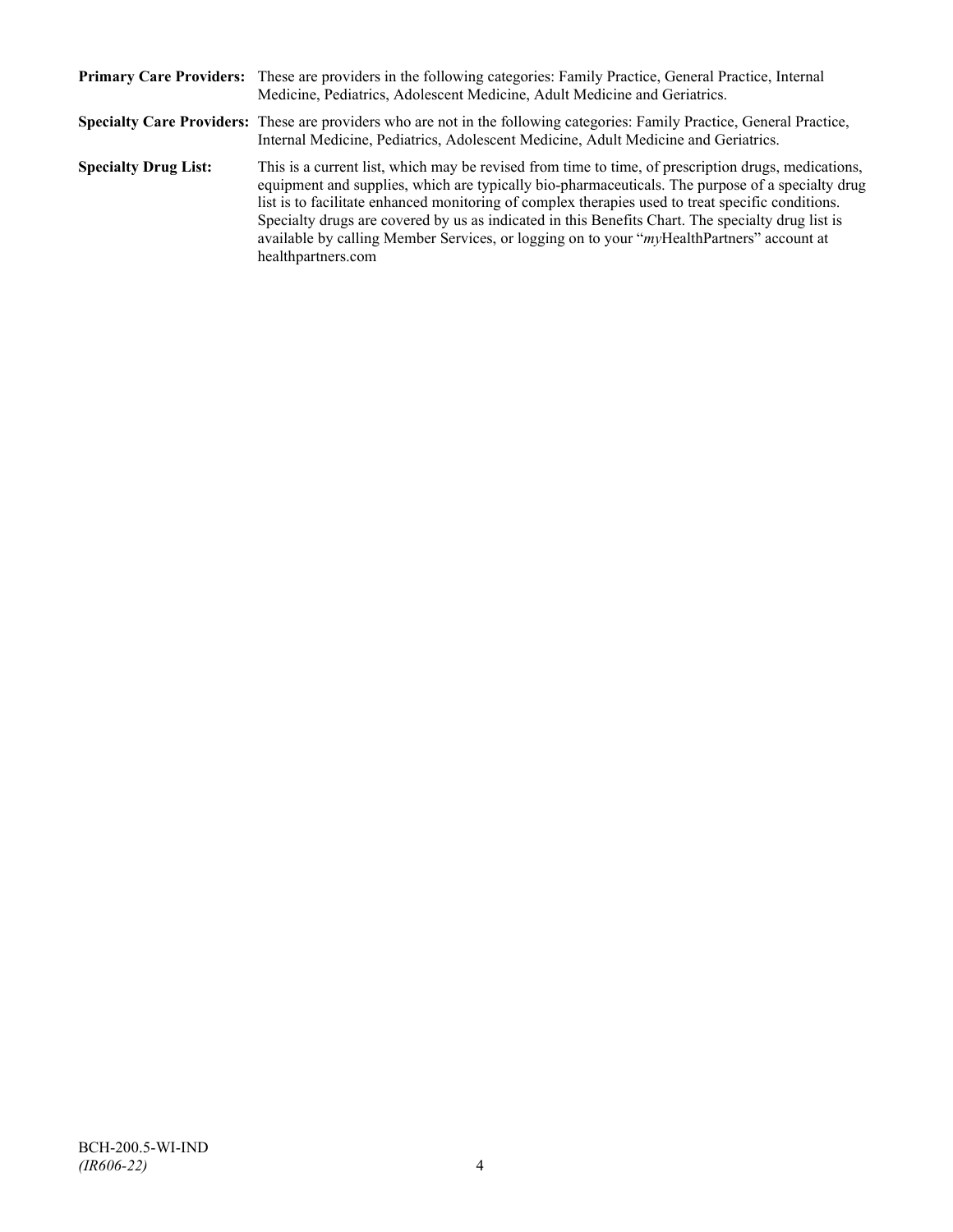**Primary Care Providers:** These are providers in the following categories: Family Practice, General Practice, Internal Medicine, Pediatrics, Adolescent Medicine, Adult Medicine and Geriatrics.

**Specialty Care Providers:** These are providers who are not in the following categories: Family Practice, General Practice, Internal Medicine, Pediatrics, Adolescent Medicine, Adult Medicine and Geriatrics.

**Specialty Drug List:** This is a current list, which may be revised from time to time, of prescription drugs, medications, equipment and supplies, which are typically bio-pharmaceuticals. The purpose of a specialty drug list is to facilitate enhanced monitoring of complex therapies used to treat specific conditions. Specialty drugs are covered by us as indicated in this Benefits Chart. The specialty drug list is available by calling Member Services, or logging on to your "*my*HealthPartners" account at healthpartners.com

BCH-200.5-WI-IND
*(IR606-22)*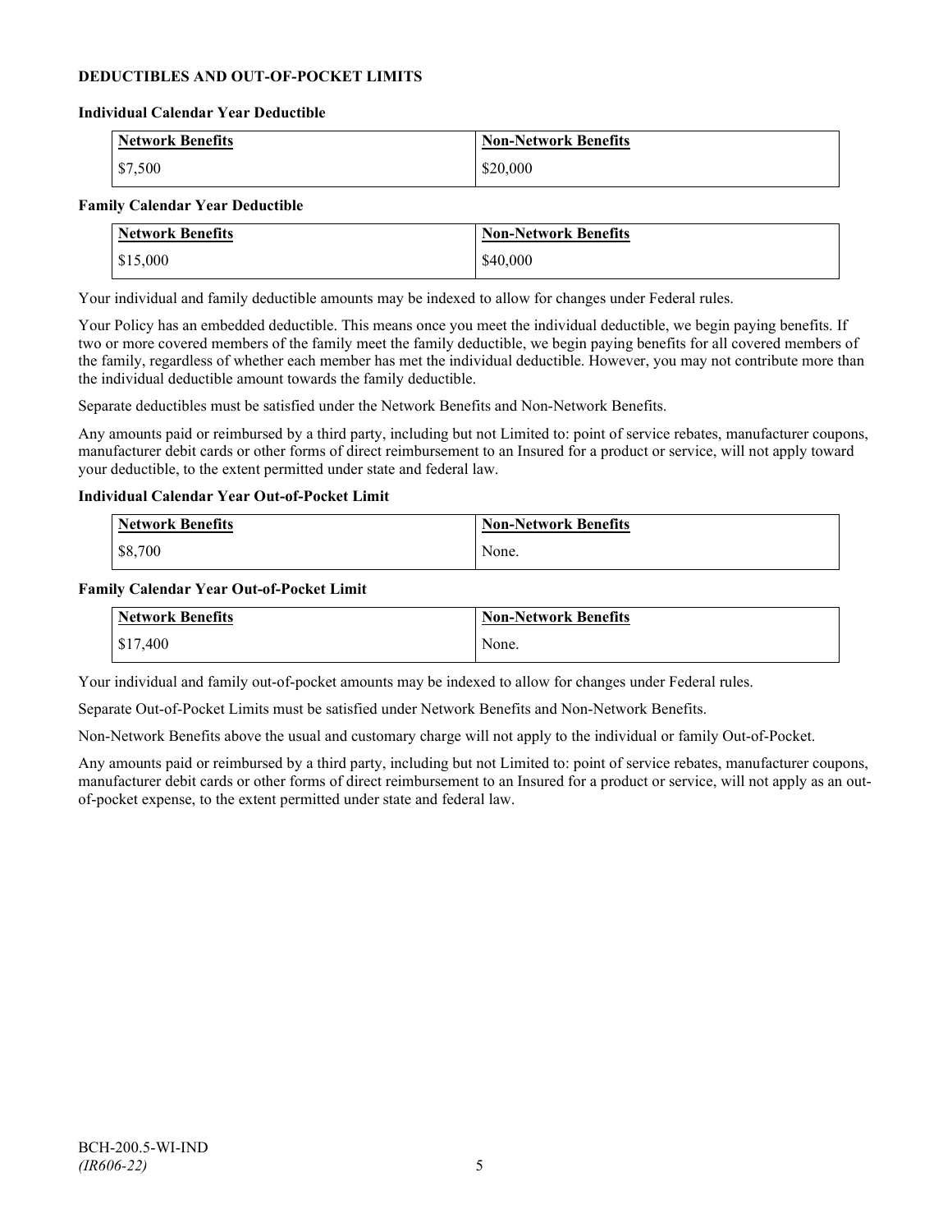## DEDUCTIBLES AND OUT-OF-POCKET LIMITS

### Individual Calendar Year Deductible

| Network Benefits | Non-Network Benefits |
|---|---|
| $7,500 | $20,000 |

### Family Calendar Year Deductible

| Network Benefits | Non-Network Benefits |
|---|---|
| $15,000 | $40,000 |

Your individual and family deductible amounts may be indexed to allow for changes under Federal rules.

Your Policy has an embedded deductible. This means once you meet the individual deductible, we begin paying benefits. If two or more covered members of the family meet the family deductible, we begin paying benefits for all covered members of the family, regardless of whether each member has met the individual deductible. However, you may not contribute more than the individual deductible amount towards the family deductible.

Separate deductibles must be satisfied under the Network Benefits and Non-Network Benefits.

Any amounts paid or reimbursed by a third party, including but not Limited to: point of service rebates, manufacturer coupons, manufacturer debit cards or other forms of direct reimbursement to an Insured for a product or service, will not apply toward your deductible, to the extent permitted under state and federal law.

### Individual Calendar Year Out-of-Pocket Limit

| Network Benefits | Non-Network Benefits |
|---|---|
| $8,700 | None. |

### Family Calendar Year Out-of-Pocket Limit

| Network Benefits | Non-Network Benefits |
|---|---|
| $17,400 | None. |

Your individual and family out-of-pocket amounts may be indexed to allow for changes under Federal rules.

Separate Out-of-Pocket Limits must be satisfied under Network Benefits and Non-Network Benefits.

Non-Network Benefits above the usual and customary charge will not apply to the individual or family Out-of-Pocket.

Any amounts paid or reimbursed by a third party, including but not Limited to: point of service rebates, manufacturer coupons, manufacturer debit cards or other forms of direct reimbursement to an Insured for a product or service, will not apply as an out-of-pocket expense, to the extent permitted under state and federal law.

BCH-200.5-WI-IND
*(IR606-22)*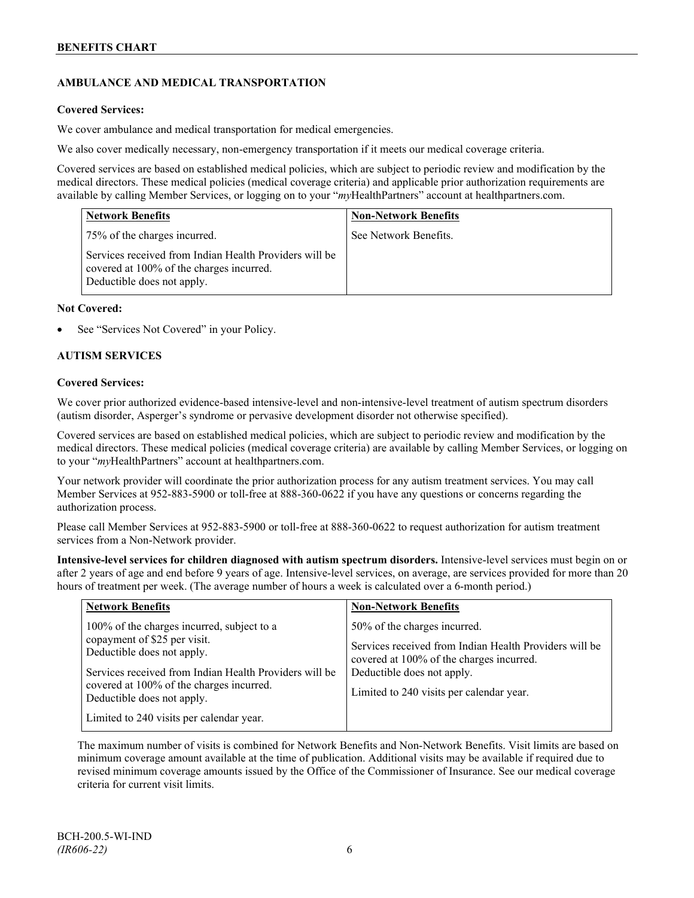## AMBULANCE AND MEDICAL TRANSPORTATION

**Covered Services:**

We cover ambulance and medical transportation for medical emergencies.

We also cover medically necessary, non-emergency transportation if it meets our medical coverage criteria.

Covered services are based on established medical policies, which are subject to periodic review and modification by the medical directors. These medical policies (medical coverage criteria) and applicable prior authorization requirements are available by calling Member Services, or logging on to your "*my*HealthPartners" account at healthpartners.com.

| Network Benefits | Non-Network Benefits |
| --- | --- |
| 75% of the charges incurred.<br><br>Services received from Indian Health Providers will be covered at 100% of the charges incurred.<br>Deductible does not apply. | See Network Benefits. |

**Not Covered:**

- See "Services Not Covered" in your Policy.

## AUTISM SERVICES

**Covered Services:**

We cover prior authorized evidence-based intensive-level and non-intensive-level treatment of autism spectrum disorders (autism disorder, Asperger's syndrome or pervasive development disorder not otherwise specified).

Covered services are based on established medical policies, which are subject to periodic review and modification by the medical directors. These medical policies (medical coverage criteria) are available by calling Member Services, or logging on to your "*my*HealthPartners" account at healthpartners.com.

Your network provider will coordinate the prior authorization process for any autism treatment services. You may call Member Services at 952-883-5900 or toll-free at 888-360-0622 if you have any questions or concerns regarding the authorization process.

Please call Member Services at 952-883-5900 or toll-free at 888-360-0622 to request authorization for autism treatment services from a Non-Network provider.

**Intensive-level services for children diagnosed with autism spectrum disorders.** Intensive-level services must begin on or after 2 years of age and end before 9 years of age. Intensive-level services, on average, are services provided for more than 20 hours of treatment per week. (The average number of hours a week is calculated over a 6-month period.)

| Network Benefits | Non-Network Benefits |
| --- | --- |
| 100% of the charges incurred, subject to a copayment of $25 per visit.<br>Deductible does not apply.<br><br>Services received from Indian Health Providers will be covered at 100% of the charges incurred.<br>Deductible does not apply.<br><br>Limited to 240 visits per calendar year. | 50% of the charges incurred.<br><br>Services received from Indian Health Providers will be covered at 100% of the charges incurred.<br>Deductible does not apply.<br><br>Limited to 240 visits per calendar year. |

The maximum number of visits is combined for Network Benefits and Non-Network Benefits. Visit limits are based on minimum coverage amount available at the time of publication. Additional visits may be available if required due to revised minimum coverage amounts issued by the Office of the Commissioner of Insurance. See our medical coverage criteria for current visit limits.

BCH-200.5-WI-IND
*(IR606-22)*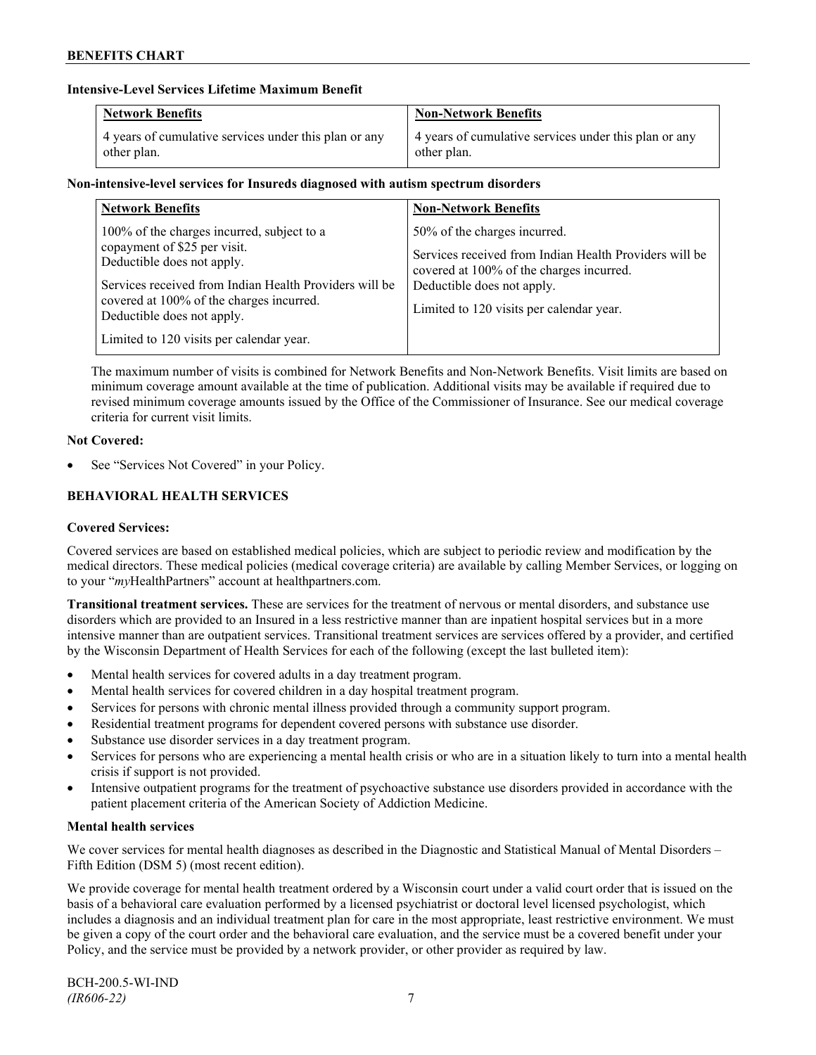**Intensive-Level Services Lifetime Maximum Benefit**

| Network Benefits | Non-Network Benefits |
|---|---|
| 4 years of cumulative services under this plan or any other plan. | 4 years of cumulative services under this plan or any other plan. |

**Non-intensive-level services for Insureds diagnosed with autism spectrum disorders**

| Network Benefits | Non-Network Benefits |
|---|---|
| 100% of the charges incurred, subject to a copayment of $25 per visit. Deductible does not apply.<br><br>Services received from Indian Health Providers will be covered at 100% of the charges incurred. Deductible does not apply.<br><br>Limited to 120 visits per calendar year. | 50% of the charges incurred.<br><br>Services received from Indian Health Providers will be covered at 100% of the charges incurred.<br><br>Deductible does not apply.<br><br>Limited to 120 visits per calendar year. |

The maximum number of visits is combined for Network Benefits and Non-Network Benefits. Visit limits are based on minimum coverage amount available at the time of publication. Additional visits may be available if required due to revised minimum coverage amounts issued by the Office of the Commissioner of Insurance. See our medical coverage criteria for current visit limits.

**Not Covered:**

- See "Services Not Covered" in your Policy.

## BEHAVIORAL HEALTH SERVICES

**Covered Services:**

Covered services are based on established medical policies, which are subject to periodic review and modification by the medical directors. These medical policies (medical coverage criteria) are available by calling Member Services, or logging on to your "*my*HealthPartners" account at healthpartners.com.

**Transitional treatment services.** These are services for the treatment of nervous or mental disorders, and substance use disorders which are provided to an Insured in a less restrictive manner than are inpatient hospital services but in a more intensive manner than are outpatient services. Transitional treatment services are services offered by a provider, and certified by the Wisconsin Department of Health Services for each of the following (except the last bulleted item):

- Mental health services for covered adults in a day treatment program.
- Mental health services for covered children in a day hospital treatment program.
- Services for persons with chronic mental illness provided through a community support program.
- Residential treatment programs for dependent covered persons with substance use disorder.
- Substance use disorder services in a day treatment program.
- Services for persons who are experiencing a mental health crisis or who are in a situation likely to turn into a mental health crisis if support is not provided.
- Intensive outpatient programs for the treatment of psychoactive substance use disorders provided in accordance with the patient placement criteria of the American Society of Addiction Medicine.

**Mental health services**

We cover services for mental health diagnoses as described in the Diagnostic and Statistical Manual of Mental Disorders – Fifth Edition (DSM 5) (most recent edition).

We provide coverage for mental health treatment ordered by a Wisconsin court under a valid court order that is issued on the basis of a behavioral care evaluation performed by a licensed psychiatrist or doctoral level licensed psychologist, which includes a diagnosis and an individual treatment plan for care in the most appropriate, least restrictive environment. We must be given a copy of the court order and the behavioral care evaluation, and the service must be a covered benefit under your Policy, and the service must be provided by a network provider, or other provider as required by law.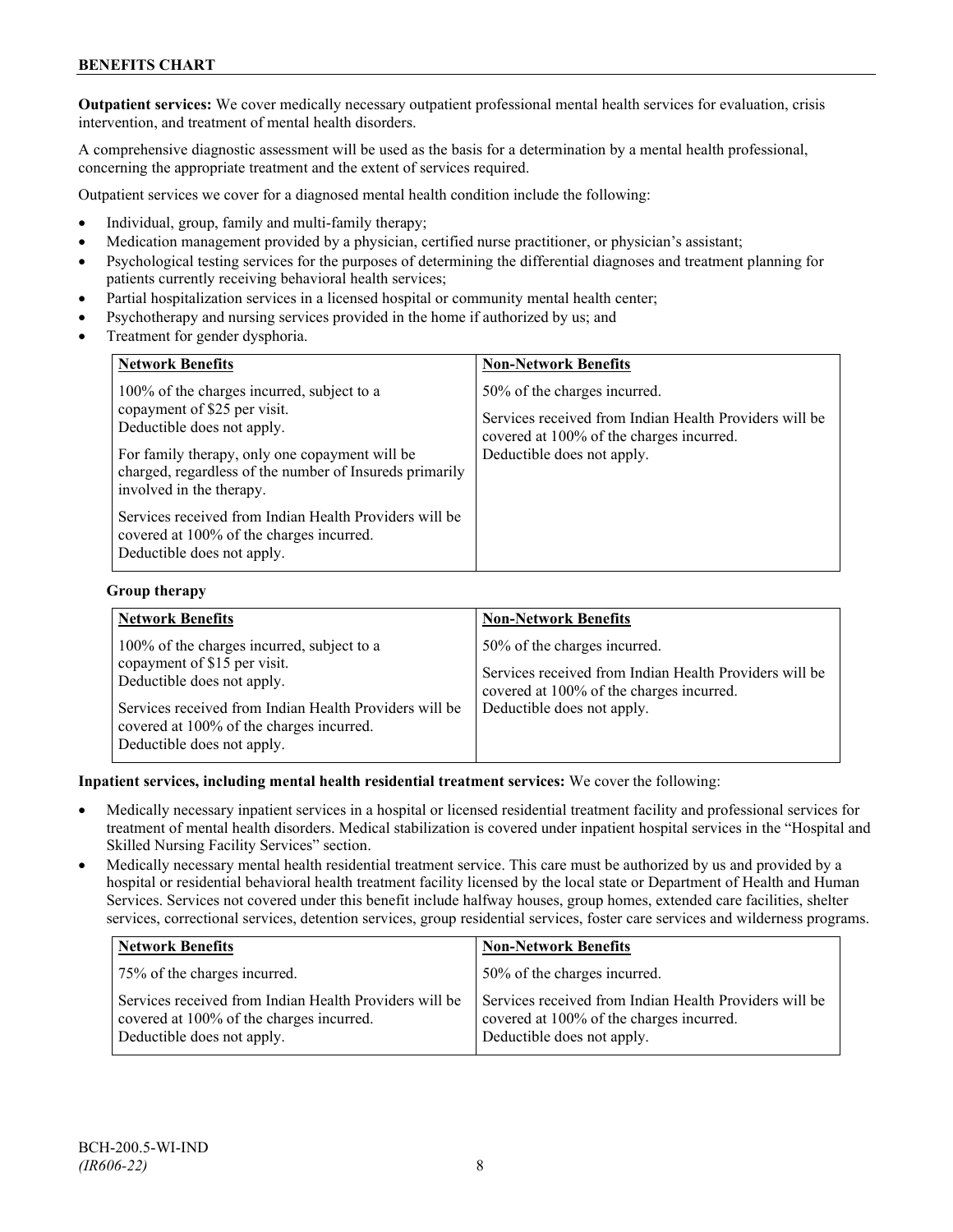**Outpatient services:** We cover medically necessary outpatient professional mental health services for evaluation, crisis intervention, and treatment of mental health disorders.

A comprehensive diagnostic assessment will be used as the basis for a determination by a mental health professional, concerning the appropriate treatment and the extent of services required.

Outpatient services we cover for a diagnosed mental health condition include the following:

- Individual, group, family and multi-family therapy;
- Medication management provided by a physician, certified nurse practitioner, or physician's assistant;
- Psychological testing services for the purposes of determining the differential diagnoses and treatment planning for patients currently receiving behavioral health services;
- Partial hospitalization services in a licensed hospital or community mental health center;
- Psychotherapy and nursing services provided in the home if authorized by us; and
- Treatment for gender dysphoria.

| Network Benefits | Non-Network Benefits |
|---|---|
| 100% of the charges incurred, subject to a copayment of $25 per visit. Deductible does not apply.<br><br>For family therapy, only one copayment will be charged, regardless of the number of Insureds primarily involved in the therapy.<br><br>Services received from Indian Health Providers will be covered at 100% of the charges incurred. Deductible does not apply. | 50% of the charges incurred.<br><br>Services received from Indian Health Providers will be covered at 100% of the charges incurred. Deductible does not apply. |

**Group therapy**

| Network Benefits | Non-Network Benefits |
|---|---|
| 100% of the charges incurred, subject to a copayment of $15 per visit. Deductible does not apply.<br><br>Services received from Indian Health Providers will be covered at 100% of the charges incurred. Deductible does not apply. | 50% of the charges incurred.<br><br>Services received from Indian Health Providers will be covered at 100% of the charges incurred. Deductible does not apply. |

**Inpatient services, including mental health residential treatment services:** We cover the following:

- Medically necessary inpatient services in a hospital or licensed residential treatment facility and professional services for treatment of mental health disorders. Medical stabilization is covered under inpatient hospital services in the "Hospital and Skilled Nursing Facility Services" section.
- Medically necessary mental health residential treatment service. This care must be authorized by us and provided by a hospital or residential behavioral health treatment facility licensed by the local state or Department of Health and Human Services. Services not covered under this benefit include halfway houses, group homes, extended care facilities, shelter services, correctional services, detention services, group residential services, foster care services and wilderness programs.

| Network Benefits | Non-Network Benefits |
|---|---|
| 75% of the charges incurred.<br><br>Services received from Indian Health Providers will be covered at 100% of the charges incurred. Deductible does not apply. | 50% of the charges incurred.<br><br>Services received from Indian Health Providers will be covered at 100% of the charges incurred. Deductible does not apply. |

BCH-200.5-WI-IND
*(IR606-22)*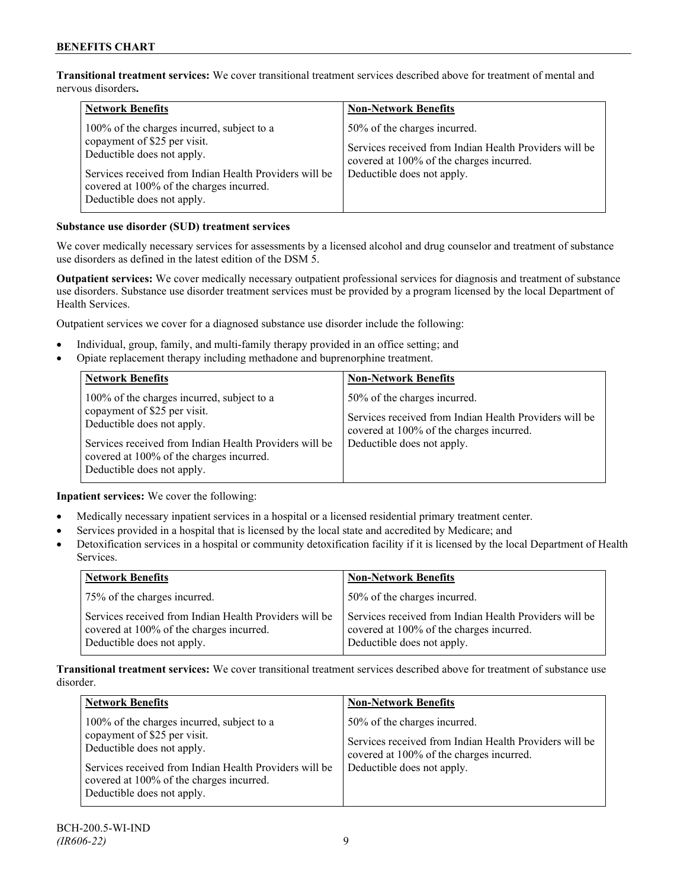**Transitional treatment services:** We cover transitional treatment services described above for treatment of mental and nervous disorders**.**

| Network Benefits | Non-Network Benefits |
| --- | --- |
| 100% of the charges incurred, subject to a copayment of $25 per visit. Deductible does not apply.<br><br>Services received from Indian Health Providers will be covered at 100% of the charges incurred. Deductible does not apply. | 50% of the charges incurred.<br><br>Services received from Indian Health Providers will be covered at 100% of the charges incurred. Deductible does not apply. |

**Substance use disorder (SUD) treatment services**

We cover medically necessary services for assessments by a licensed alcohol and drug counselor and treatment of substance use disorders as defined in the latest edition of the DSM 5.

**Outpatient services:** We cover medically necessary outpatient professional services for diagnosis and treatment of substance use disorders. Substance use disorder treatment services must be provided by a program licensed by the local Department of Health Services.

Outpatient services we cover for a diagnosed substance use disorder include the following:

- Individual, group, family, and multi-family therapy provided in an office setting; and
- Opiate replacement therapy including methadone and buprenorphine treatment.

| Network Benefits | Non-Network Benefits |
| --- | --- |
| 100% of the charges incurred, subject to a copayment of $25 per visit. Deductible does not apply.<br><br>Services received from Indian Health Providers will be covered at 100% of the charges incurred. Deductible does not apply. | 50% of the charges incurred.<br><br>Services received from Indian Health Providers will be covered at 100% of the charges incurred. Deductible does not apply. |

**Inpatient services:** We cover the following:

- Medically necessary inpatient services in a hospital or a licensed residential primary treatment center.
- Services provided in a hospital that is licensed by the local state and accredited by Medicare; and
- Detoxification services in a hospital or community detoxification facility if it is licensed by the local Department of Health Services.

| Network Benefits | Non-Network Benefits |
| --- | --- |
| 75% of the charges incurred. | 50% of the charges incurred. |
| Services received from Indian Health Providers will be covered at 100% of the charges incurred. Deductible does not apply. | Services received from Indian Health Providers will be covered at 100% of the charges incurred. Deductible does not apply. |

**Transitional treatment services:** We cover transitional treatment services described above for treatment of substance use disorder.

| Network Benefits | Non-Network Benefits |
| --- | --- |
| 100% of the charges incurred, subject to a copayment of $25 per visit. Deductible does not apply.<br><br>Services received from Indian Health Providers will be covered at 100% of the charges incurred. Deductible does not apply. | 50% of the charges incurred.<br><br>Services received from Indian Health Providers will be covered at 100% of the charges incurred. Deductible does not apply. |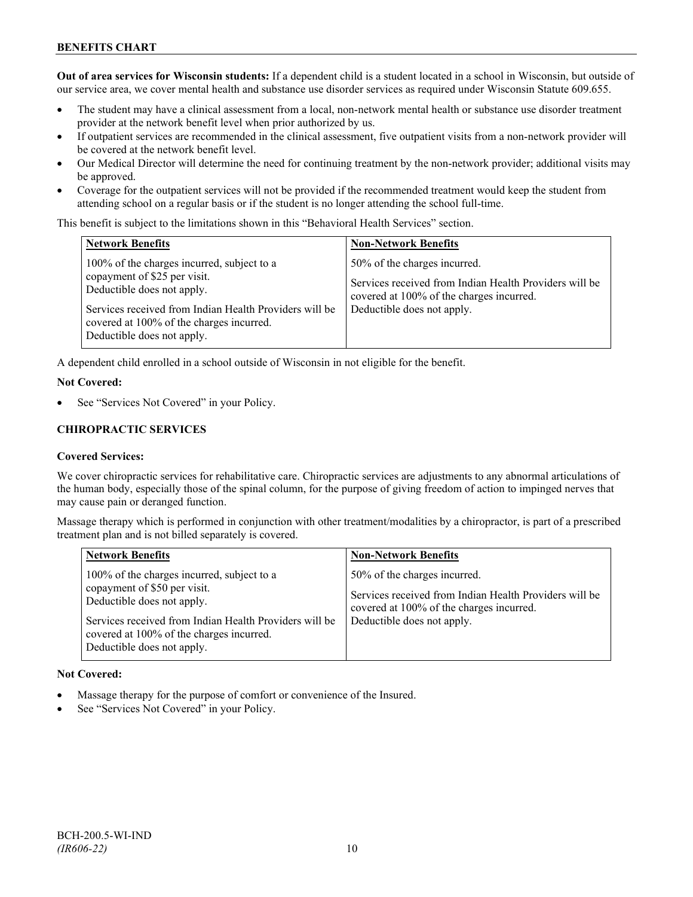**Out of area services for Wisconsin students:** If a dependent child is a student located in a school in Wisconsin, but outside of our service area, we cover mental health and substance use disorder services as required under Wisconsin Statute 609.655.

- The student may have a clinical assessment from a local, non-network mental health or substance use disorder treatment provider at the network benefit level when prior authorized by us.
- If outpatient services are recommended in the clinical assessment, five outpatient visits from a non-network provider will be covered at the network benefit level.
- Our Medical Director will determine the need for continuing treatment by the non-network provider; additional visits may be approved.
- Coverage for the outpatient services will not be provided if the recommended treatment would keep the student from attending school on a regular basis or if the student is no longer attending the school full-time.

This benefit is subject to the limitations shown in this "Behavioral Health Services" section.

| Network Benefits | Non-Network Benefits |
|---|---|
| 100% of the charges incurred, subject to a copayment of $25 per visit. Deductible does not apply.<br><br>Services received from Indian Health Providers will be covered at 100% of the charges incurred. Deductible does not apply. | 50% of the charges incurred.<br><br>Services received from Indian Health Providers will be covered at 100% of the charges incurred. Deductible does not apply. |

A dependent child enrolled in a school outside of Wisconsin in not eligible for the benefit.

**Not Covered:**

- See "Services Not Covered" in your Policy.

## CHIROPRACTIC SERVICES

**Covered Services:**

We cover chiropractic services for rehabilitative care. Chiropractic services are adjustments to any abnormal articulations of the human body, especially those of the spinal column, for the purpose of giving freedom of action to impinged nerves that may cause pain or deranged function.

Massage therapy which is performed in conjunction with other treatment/modalities by a chiropractor, is part of a prescribed treatment plan and is not billed separately is covered.

| Network Benefits | Non-Network Benefits |
|---|---|
| 100% of the charges incurred, subject to a copayment of $50 per visit. Deductible does not apply.<br><br>Services received from Indian Health Providers will be covered at 100% of the charges incurred. Deductible does not apply. | 50% of the charges incurred.<br><br>Services received from Indian Health Providers will be covered at 100% of the charges incurred. Deductible does not apply. |

**Not Covered:**

- Massage therapy for the purpose of comfort or convenience of the Insured.
- See "Services Not Covered" in your Policy.

BCH-200.5-WI-IND
*(IR606-22)*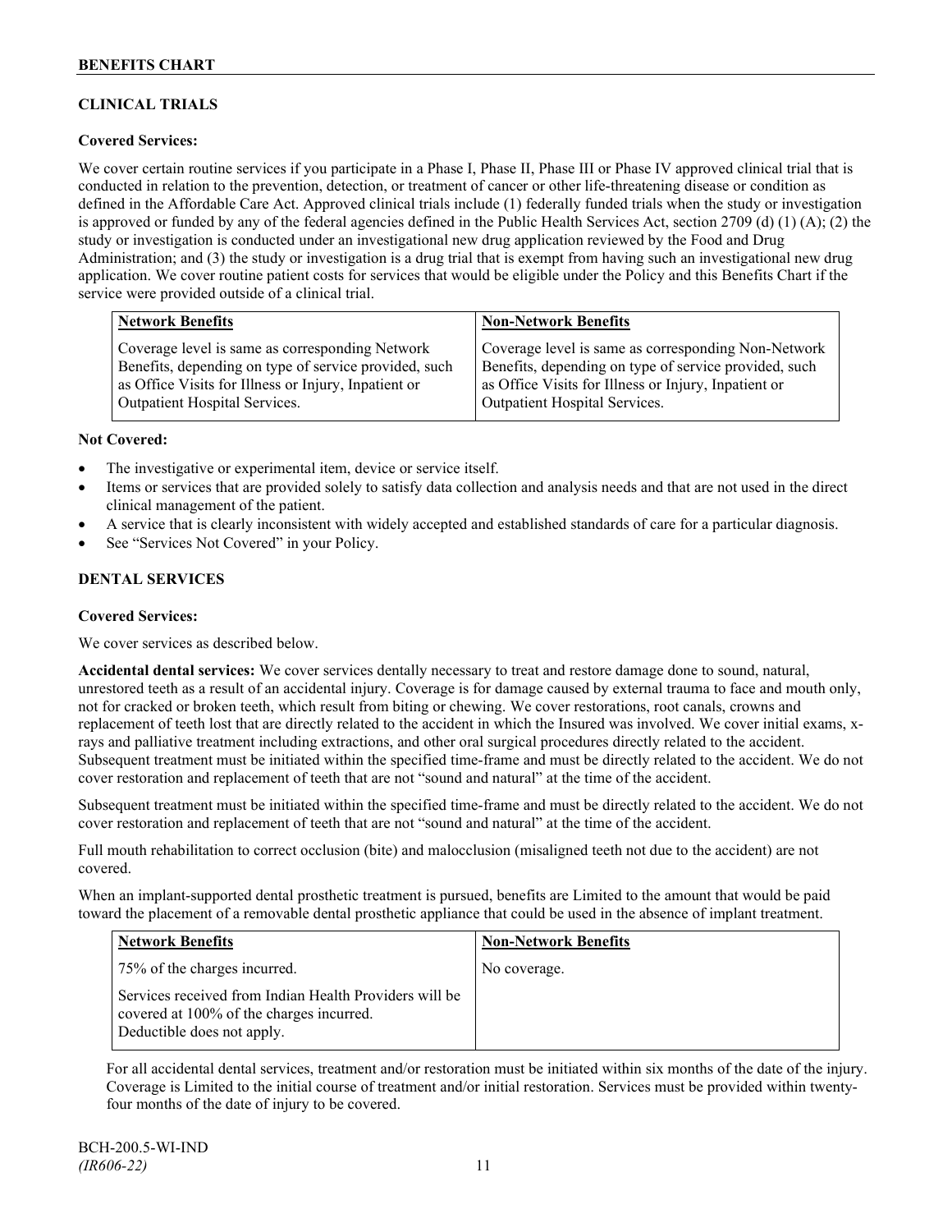## CLINICAL TRIALS

**Covered Services:**

We cover certain routine services if you participate in a Phase I, Phase II, Phase III or Phase IV approved clinical trial that is conducted in relation to the prevention, detection, or treatment of cancer or other life-threatening disease or condition as defined in the Affordable Care Act. Approved clinical trials include (1) federally funded trials when the study or investigation is approved or funded by any of the federal agencies defined in the Public Health Services Act, section 2709 (d) (1) (A); (2) the study or investigation is conducted under an investigational new drug application reviewed by the Food and Drug Administration; and (3) the study or investigation is a drug trial that is exempt from having such an investigational new drug application. We cover routine patient costs for services that would be eligible under the Policy and this Benefits Chart if the service were provided outside of a clinical trial.

| Network Benefits | Non-Network Benefits |
|---|---|
| Coverage level is same as corresponding Network Benefits, depending on type of service provided, such as Office Visits for Illness or Injury, Inpatient or Outpatient Hospital Services. | Coverage level is same as corresponding Non-Network Benefits, depending on type of service provided, such as Office Visits for Illness or Injury, Inpatient or Outpatient Hospital Services. |

**Not Covered:**

- The investigative or experimental item, device or service itself.
- Items or services that are provided solely to satisfy data collection and analysis needs and that are not used in the direct clinical management of the patient.
- A service that is clearly inconsistent with widely accepted and established standards of care for a particular diagnosis.
- See "Services Not Covered" in your Policy.

## DENTAL SERVICES

**Covered Services:**

We cover services as described below.

**Accidental dental services:** We cover services dentally necessary to treat and restore damage done to sound, natural, unrestored teeth as a result of an accidental injury. Coverage is for damage caused by external trauma to face and mouth only, not for cracked or broken teeth, which result from biting or chewing. We cover restorations, root canals, crowns and replacement of teeth lost that are directly related to the accident in which the Insured was involved. We cover initial exams, x-rays and palliative treatment including extractions, and other oral surgical procedures directly related to the accident. Subsequent treatment must be initiated within the specified time-frame and must be directly related to the accident. We do not cover restoration and replacement of teeth that are not "sound and natural" at the time of the accident.

Subsequent treatment must be initiated within the specified time-frame and must be directly related to the accident. We do not cover restoration and replacement of teeth that are not "sound and natural" at the time of the accident.

Full mouth rehabilitation to correct occlusion (bite) and malocclusion (misaligned teeth not due to the accident) are not covered.

When an implant-supported dental prosthetic treatment is pursued, benefits are Limited to the amount that would be paid toward the placement of a removable dental prosthetic appliance that could be used in the absence of implant treatment.

| Network Benefits | Non-Network Benefits |
|---|---|
| 75% of the charges incurred.<br><br>Services received from Indian Health Providers will be covered at 100% of the charges incurred. Deductible does not apply. | No coverage. |

For all accidental dental services, treatment and/or restoration must be initiated within six months of the date of the injury. Coverage is Limited to the initial course of treatment and/or initial restoration. Services must be provided within twenty-four months of the date of injury to be covered.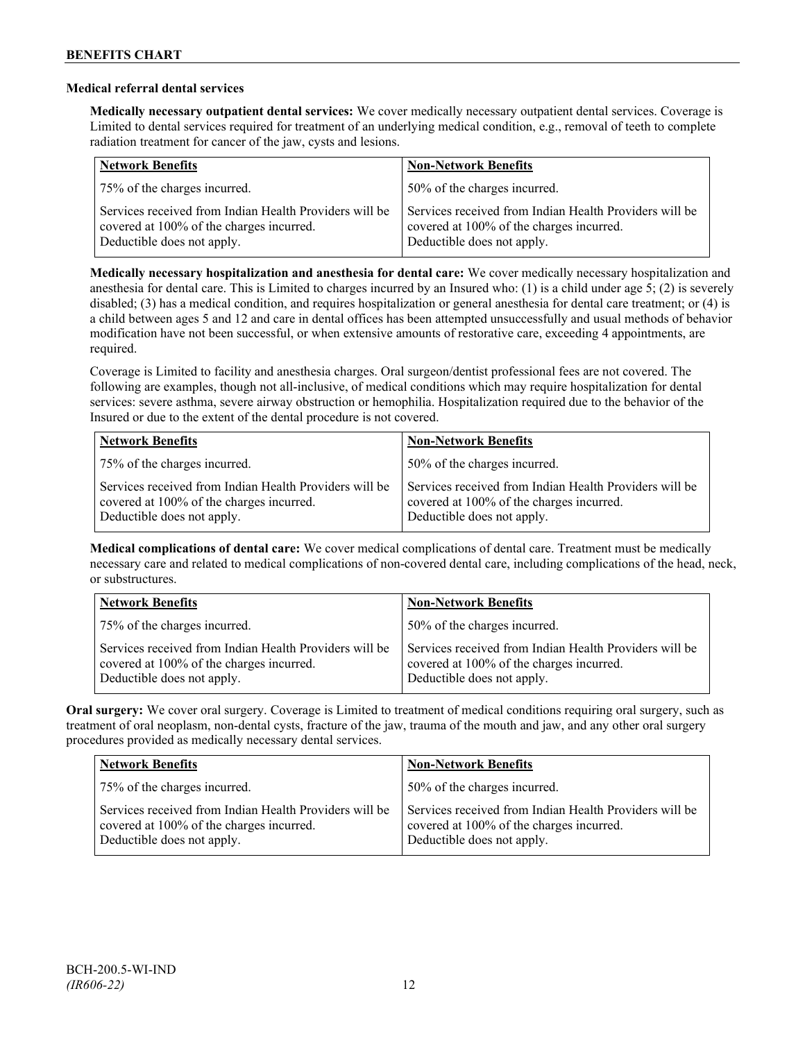### Medical referral dental services

**Medically necessary outpatient dental services:** We cover medically necessary outpatient dental services. Coverage is Limited to dental services required for treatment of an underlying medical condition, e.g., removal of teeth to complete radiation treatment for cancer of the jaw, cysts and lesions.

| Network Benefits | Non-Network Benefits |
|---|---|
| 75% of the charges incurred. | 50% of the charges incurred. |
| Services received from Indian Health Providers will be covered at 100% of the charges incurred. Deductible does not apply. | Services received from Indian Health Providers will be covered at 100% of the charges incurred. Deductible does not apply. |

**Medically necessary hospitalization and anesthesia for dental care:** We cover medically necessary hospitalization and anesthesia for dental care. This is Limited to charges incurred by an Insured who: (1) is a child under age 5; (2) is severely disabled; (3) has a medical condition, and requires hospitalization or general anesthesia for dental care treatment; or (4) is a child between ages 5 and 12 and care in dental offices has been attempted unsuccessfully and usual methods of behavior modification have not been successful, or when extensive amounts of restorative care, exceeding 4 appointments, are required.

Coverage is Limited to facility and anesthesia charges. Oral surgeon/dentist professional fees are not covered. The following are examples, though not all-inclusive, of medical conditions which may require hospitalization for dental services: severe asthma, severe airway obstruction or hemophilia. Hospitalization required due to the behavior of the Insured or due to the extent of the dental procedure is not covered.

| Network Benefits | Non-Network Benefits |
|---|---|
| 75% of the charges incurred. | 50% of the charges incurred. |
| Services received from Indian Health Providers will be covered at 100% of the charges incurred. Deductible does not apply. | Services received from Indian Health Providers will be covered at 100% of the charges incurred. Deductible does not apply. |

**Medical complications of dental care:** We cover medical complications of dental care. Treatment must be medically necessary care and related to medical complications of non-covered dental care, including complications of the head, neck, or substructures.

| Network Benefits | Non-Network Benefits |
|---|---|
| 75% of the charges incurred. | 50% of the charges incurred. |
| Services received from Indian Health Providers will be covered at 100% of the charges incurred. Deductible does not apply. | Services received from Indian Health Providers will be covered at 100% of the charges incurred. Deductible does not apply. |

**Oral surgery:** We cover oral surgery. Coverage is Limited to treatment of medical conditions requiring oral surgery, such as treatment of oral neoplasm, non-dental cysts, fracture of the jaw, trauma of the mouth and jaw, and any other oral surgery procedures provided as medically necessary dental services.

| Network Benefits | Non-Network Benefits |
|---|---|
| 75% of the charges incurred. | 50% of the charges incurred. |
| Services received from Indian Health Providers will be covered at 100% of the charges incurred. Deductible does not apply. | Services received from Indian Health Providers will be covered at 100% of the charges incurred. Deductible does not apply. |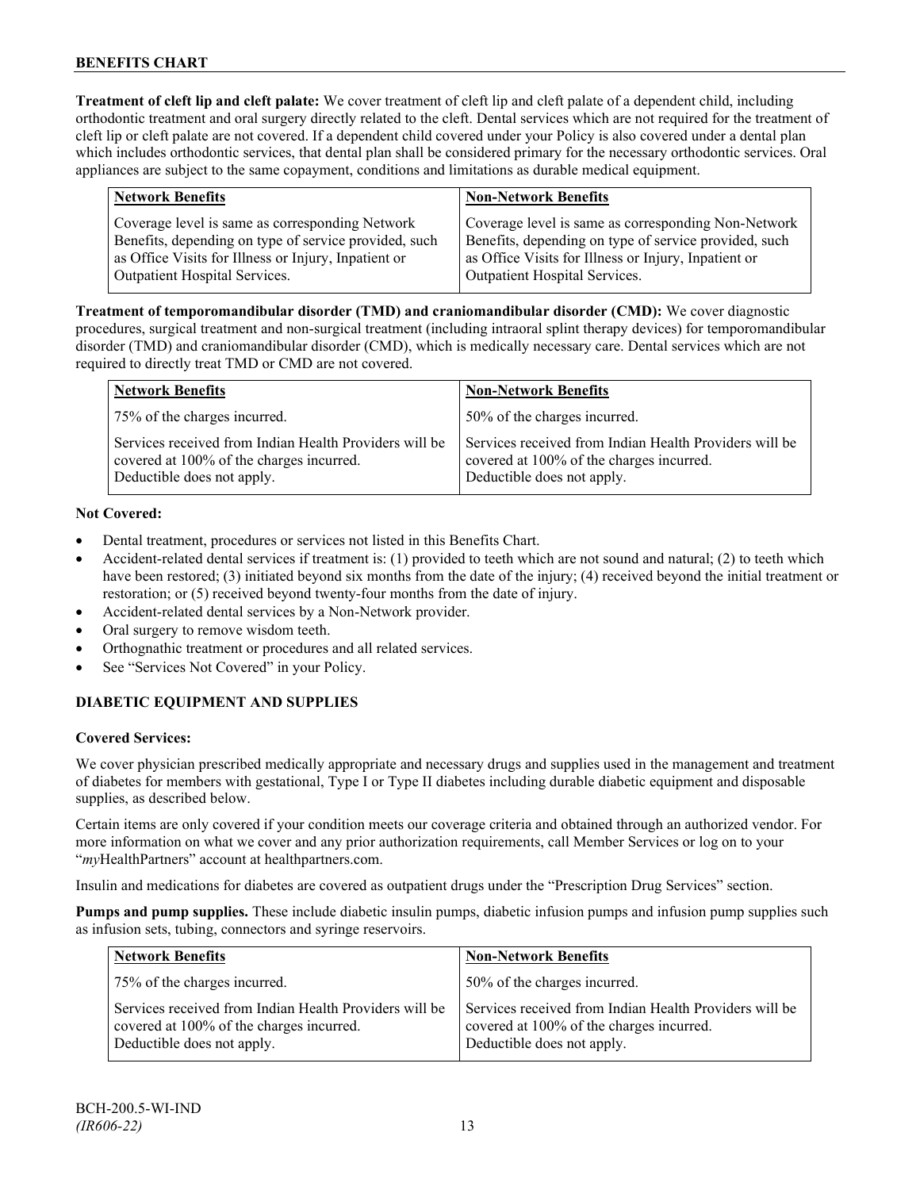**Treatment of cleft lip and cleft palate:** We cover treatment of cleft lip and cleft palate of a dependent child, including orthodontic treatment and oral surgery directly related to the cleft. Dental services which are not required for the treatment of cleft lip or cleft palate are not covered. If a dependent child covered under your Policy is also covered under a dental plan which includes orthodontic services, that dental plan shall be considered primary for the necessary orthodontic services. Oral appliances are subject to the same copayment, conditions and limitations as durable medical equipment.

| Network Benefits | Non-Network Benefits |
|---|---|
| Coverage level is same as corresponding Network Benefits, depending on type of service provided, such as Office Visits for Illness or Injury, Inpatient or Outpatient Hospital Services. | Coverage level is same as corresponding Non-Network Benefits, depending on type of service provided, such as Office Visits for Illness or Injury, Inpatient or Outpatient Hospital Services. |

**Treatment of temporomandibular disorder (TMD) and craniomandibular disorder (CMD):** We cover diagnostic procedures, surgical treatment and non-surgical treatment (including intraoral splint therapy devices) for temporomandibular disorder (TMD) and craniomandibular disorder (CMD), which is medically necessary care. Dental services which are not required to directly treat TMD or CMD are not covered.

| Network Benefits | Non-Network Benefits |
|---|---|
| 75% of the charges incurred. | 50% of the charges incurred. |
| Services received from Indian Health Providers will be covered at 100% of the charges incurred. Deductible does not apply. | Services received from Indian Health Providers will be covered at 100% of the charges incurred. Deductible does not apply. |

**Not Covered:**

- Dental treatment, procedures or services not listed in this Benefits Chart.
- Accident-related dental services if treatment is: (1) provided to teeth which are not sound and natural; (2) to teeth which have been restored; (3) initiated beyond six months from the date of the injury; (4) received beyond the initial treatment or restoration; or (5) received beyond twenty-four months from the date of injury.
- Accident-related dental services by a Non-Network provider.
- Oral surgery to remove wisdom teeth.
- Orthognathic treatment or procedures and all related services.
- See "Services Not Covered" in your Policy.

## DIABETIC EQUIPMENT AND SUPPLIES

**Covered Services:**

We cover physician prescribed medically appropriate and necessary drugs and supplies used in the management and treatment of diabetes for members with gestational, Type I or Type II diabetes including durable diabetic equipment and disposable supplies, as described below.

Certain items are only covered if your condition meets our coverage criteria and obtained through an authorized vendor. For more information on what we cover and any prior authorization requirements, call Member Services or log on to your "*my*HealthPartners" account at healthpartners.com.

Insulin and medications for diabetes are covered as outpatient drugs under the "Prescription Drug Services" section.

**Pumps and pump supplies.** These include diabetic insulin pumps, diabetic infusion pumps and infusion pump supplies such as infusion sets, tubing, connectors and syringe reservoirs.

| Network Benefits | Non-Network Benefits |
|---|---|
| 75% of the charges incurred. | 50% of the charges incurred. |
| Services received from Indian Health Providers will be covered at 100% of the charges incurred. Deductible does not apply. | Services received from Indian Health Providers will be covered at 100% of the charges incurred. Deductible does not apply. |

BCH-200.5-WI-IND
*(IR606-22)*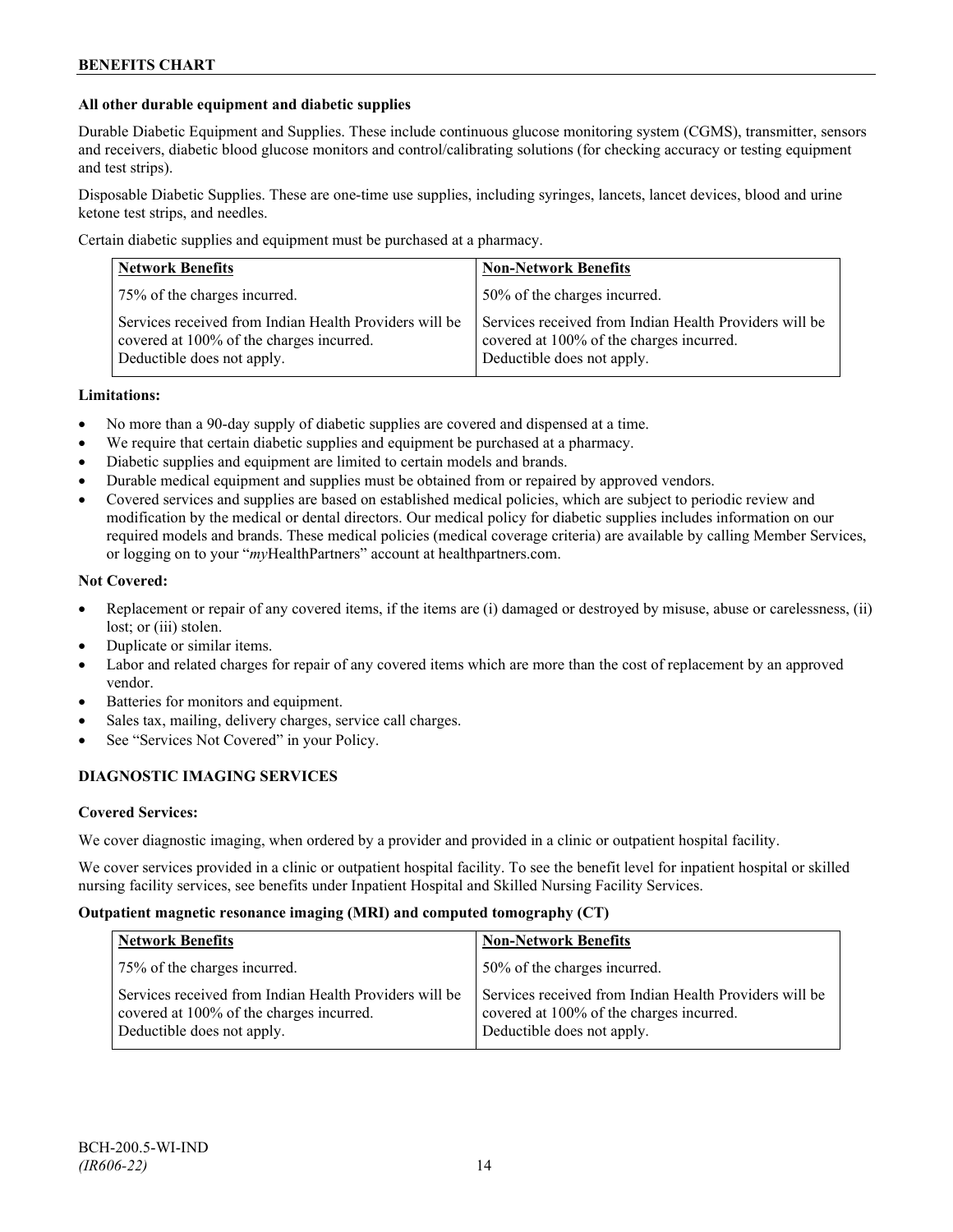**All other durable equipment and diabetic supplies**

Durable Diabetic Equipment and Supplies. These include continuous glucose monitoring system (CGMS), transmitter, sensors and receivers, diabetic blood glucose monitors and control/calibrating solutions (for checking accuracy or testing equipment and test strips).

Disposable Diabetic Supplies. These are one-time use supplies, including syringes, lancets, lancet devices, blood and urine ketone test strips, and needles.

Certain diabetic supplies and equipment must be purchased at a pharmacy.

| Network Benefits | Non-Network Benefits |
|---|---|
| 75% of the charges incurred. | 50% of the charges incurred. |
| Services received from Indian Health Providers will be covered at 100% of the charges incurred. Deductible does not apply. | Services received from Indian Health Providers will be covered at 100% of the charges incurred. Deductible does not apply. |

**Limitations:**

- No more than a 90-day supply of diabetic supplies are covered and dispensed at a time.
- We require that certain diabetic supplies and equipment be purchased at a pharmacy.
- Diabetic supplies and equipment are limited to certain models and brands.
- Durable medical equipment and supplies must be obtained from or repaired by approved vendors.
- Covered services and supplies are based on established medical policies, which are subject to periodic review and modification by the medical or dental directors. Our medical policy for diabetic supplies includes information on our required models and brands. These medical policies (medical coverage criteria) are available by calling Member Services, or logging on to your "*my*HealthPartners" account at healthpartners.com.

**Not Covered:**

- Replacement or repair of any covered items, if the items are (i) damaged or destroyed by misuse, abuse or carelessness, (ii) lost; or (iii) stolen.
- Duplicate or similar items.
- Labor and related charges for repair of any covered items which are more than the cost of replacement by an approved vendor.
- Batteries for monitors and equipment.
- Sales tax, mailing, delivery charges, service call charges.
- See "Services Not Covered" in your Policy.

## DIAGNOSTIC IMAGING SERVICES

**Covered Services:**

We cover diagnostic imaging, when ordered by a provider and provided in a clinic or outpatient hospital facility.

We cover services provided in a clinic or outpatient hospital facility. To see the benefit level for inpatient hospital or skilled nursing facility services, see benefits under Inpatient Hospital and Skilled Nursing Facility Services.

**Outpatient magnetic resonance imaging (MRI) and computed tomography (CT)**

| Network Benefits | Non-Network Benefits |
|---|---|
| 75% of the charges incurred. | 50% of the charges incurred. |
| Services received from Indian Health Providers will be covered at 100% of the charges incurred. Deductible does not apply. | Services received from Indian Health Providers will be covered at 100% of the charges incurred. Deductible does not apply. |

BCH-200.5-WI-IND
*(IR606-22)*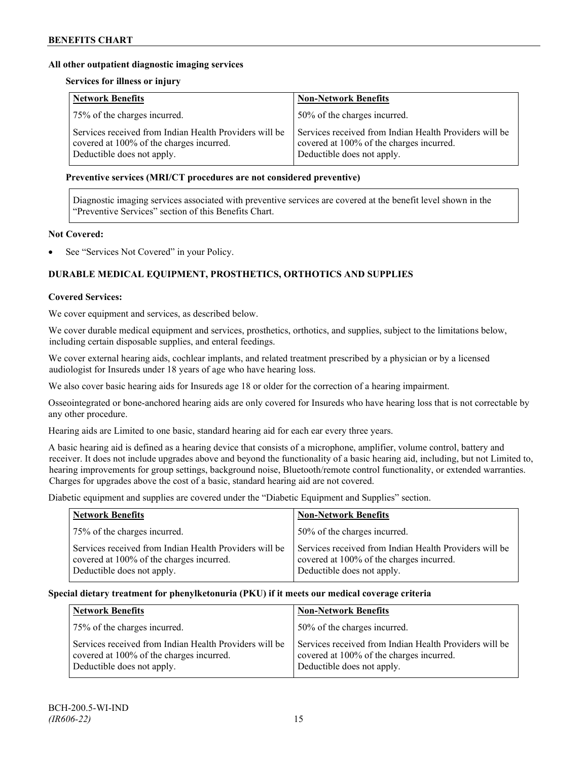**All other outpatient diagnostic imaging services**

**Services for illness or injury**

| Network Benefits | Non-Network Benefits |
| --- | --- |
| 75% of the charges incurred. | 50% of the charges incurred. |
| Services received from Indian Health Providers will be covered at 100% of the charges incurred. Deductible does not apply. | Services received from Indian Health Providers will be covered at 100% of the charges incurred. Deductible does not apply. |

**Preventive services (MRI/CT procedures are not considered preventive)**

| Diagnostic imaging services associated with preventive services are covered at the benefit level shown in the "Preventive Services" section of this Benefits Chart. |
| --- |

**Not Covered:**

- See "Services Not Covered" in your Policy.

**DURABLE MEDICAL EQUIPMENT, PROSTHETICS, ORTHOTICS AND SUPPLIES**

**Covered Services:**

We cover equipment and services, as described below.

We cover durable medical equipment and services, prosthetics, orthotics, and supplies, subject to the limitations below, including certain disposable supplies, and enteral feedings.

We cover external hearing aids, cochlear implants, and related treatment prescribed by a physician or by a licensed audiologist for Insureds under 18 years of age who have hearing loss.

We also cover basic hearing aids for Insureds age 18 or older for the correction of a hearing impairment.

Osseointegrated or bone-anchored hearing aids are only covered for Insureds who have hearing loss that is not correctable by any other procedure.

Hearing aids are Limited to one basic, standard hearing aid for each ear every three years.

A basic hearing aid is defined as a hearing device that consists of a microphone, amplifier, volume control, battery and receiver. It does not include upgrades above and beyond the functionality of a basic hearing aid, including, but not Limited to, hearing improvements for group settings, background noise, Bluetooth/remote control functionality, or extended warranties. Charges for upgrades above the cost of a basic, standard hearing aid are not covered.

Diabetic equipment and supplies are covered under the "Diabetic Equipment and Supplies" section.

| Network Benefits | Non-Network Benefits |
| --- | --- |
| 75% of the charges incurred. | 50% of the charges incurred. |
| Services received from Indian Health Providers will be covered at 100% of the charges incurred. Deductible does not apply. | Services received from Indian Health Providers will be covered at 100% of the charges incurred. Deductible does not apply. |

**Special dietary treatment for phenylketonuria (PKU) if it meets our medical coverage criteria**

| Network Benefits | Non-Network Benefits |
| --- | --- |
| 75% of the charges incurred. | 50% of the charges incurred. |
| Services received from Indian Health Providers will be covered at 100% of the charges incurred. Deductible does not apply. | Services received from Indian Health Providers will be covered at 100% of the charges incurred. Deductible does not apply. |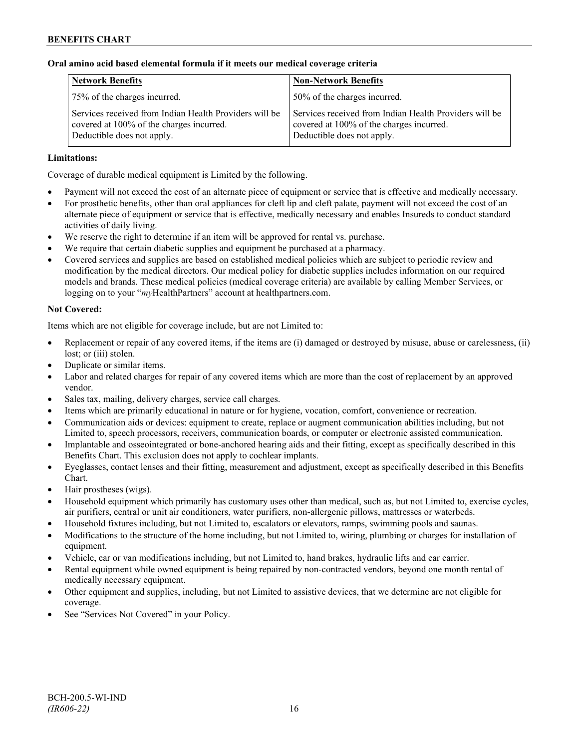**Oral amino acid based elemental formula if it meets our medical coverage criteria**

| Network Benefits | Non-Network Benefits |
|---|---|
| 75% of the charges incurred. | 50% of the charges incurred. |
| Services received from Indian Health Providers will be covered at 100% of the charges incurred. Deductible does not apply. | Services received from Indian Health Providers will be covered at 100% of the charges incurred. Deductible does not apply. |

**Limitations:**

Coverage of durable medical equipment is Limited by the following.

- Payment will not exceed the cost of an alternate piece of equipment or service that is effective and medically necessary.
- For prosthetic benefits, other than oral appliances for cleft lip and cleft palate, payment will not exceed the cost of an alternate piece of equipment or service that is effective, medically necessary and enables Insureds to conduct standard activities of daily living.
- We reserve the right to determine if an item will be approved for rental vs. purchase.
- We require that certain diabetic supplies and equipment be purchased at a pharmacy.
- Covered services and supplies are based on established medical policies which are subject to periodic review and modification by the medical directors. Our medical policy for diabetic supplies includes information on our required models and brands. These medical policies (medical coverage criteria) are available by calling Member Services, or logging on to your "*my*HealthPartners" account at healthpartners.com.

**Not Covered:**

Items which are not eligible for coverage include, but are not Limited to:

- Replacement or repair of any covered items, if the items are (i) damaged or destroyed by misuse, abuse or carelessness, (ii) lost; or (iii) stolen.
- Duplicate or similar items.
- Labor and related charges for repair of any covered items which are more than the cost of replacement by an approved vendor.
- Sales tax, mailing, delivery charges, service call charges.
- Items which are primarily educational in nature or for hygiene, vocation, comfort, convenience or recreation.
- Communication aids or devices: equipment to create, replace or augment communication abilities including, but not Limited to, speech processors, receivers, communication boards, or computer or electronic assisted communication.
- Implantable and osseointegrated or bone-anchored hearing aids and their fitting, except as specifically described in this Benefits Chart. This exclusion does not apply to cochlear implants.
- Eyeglasses, contact lenses and their fitting, measurement and adjustment, except as specifically described in this Benefits Chart.
- Hair prostheses (wigs).
- Household equipment which primarily has customary uses other than medical, such as, but not Limited to, exercise cycles, air purifiers, central or unit air conditioners, water purifiers, non-allergenic pillows, mattresses or waterbeds.
- Household fixtures including, but not Limited to, escalators or elevators, ramps, swimming pools and saunas.
- Modifications to the structure of the home including, but not Limited to, wiring, plumbing or charges for installation of equipment.
- Vehicle, car or van modifications including, but not Limited to, hand brakes, hydraulic lifts and car carrier.
- Rental equipment while owned equipment is being repaired by non-contracted vendors, beyond one month rental of medically necessary equipment.
- Other equipment and supplies, including, but not Limited to assistive devices, that we determine are not eligible for coverage.
- See "Services Not Covered" in your Policy.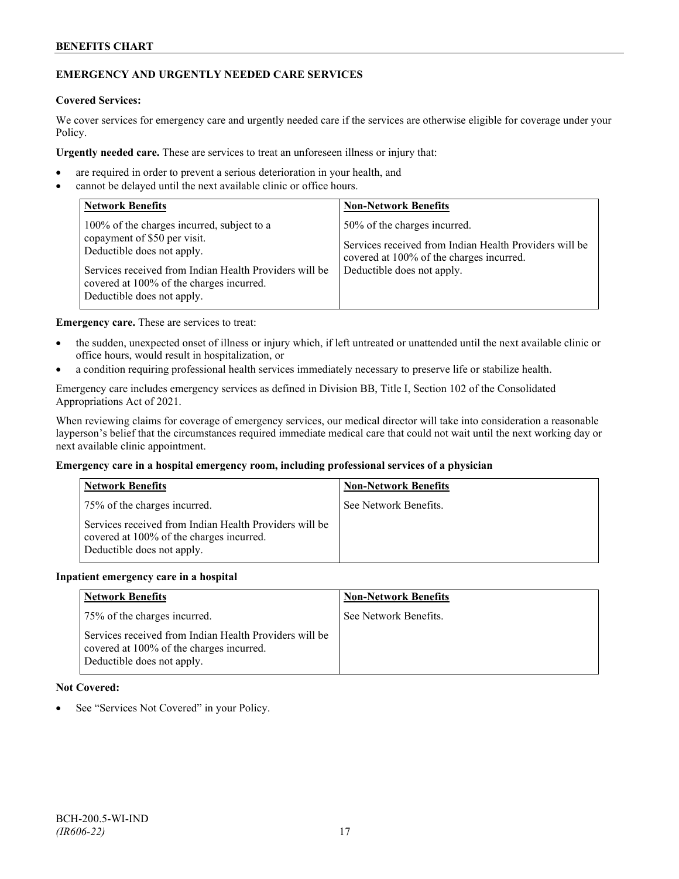## EMERGENCY AND URGENTLY NEEDED CARE SERVICES

**Covered Services:**

We cover services for emergency care and urgently needed care if the services are otherwise eligible for coverage under your Policy.

**Urgently needed care.** These are services to treat an unforeseen illness or injury that:

- are required in order to prevent a serious deterioration in your health, and
- cannot be delayed until the next available clinic or office hours.

| Network Benefits | Non-Network Benefits |
|---|---|
| 100% of the charges incurred, subject to a copayment of $50 per visit. Deductible does not apply.<br><br>Services received from Indian Health Providers will be covered at 100% of the charges incurred. Deductible does not apply. | 50% of the charges incurred.<br><br>Services received from Indian Health Providers will be covered at 100% of the charges incurred. Deductible does not apply. |

**Emergency care.** These are services to treat:

- the sudden, unexpected onset of illness or injury which, if left untreated or unattended until the next available clinic or office hours, would result in hospitalization, or
- a condition requiring professional health services immediately necessary to preserve life or stabilize health.

Emergency care includes emergency services as defined in Division BB, Title I, Section 102 of the Consolidated Appropriations Act of 2021.

When reviewing claims for coverage of emergency services, our medical director will take into consideration a reasonable layperson's belief that the circumstances required immediate medical care that could not wait until the next working day or next available clinic appointment.

**Emergency care in a hospital emergency room, including professional services of a physician**

| Network Benefits | Non-Network Benefits |
|---|---|
| 75% of the charges incurred.<br><br>Services received from Indian Health Providers will be covered at 100% of the charges incurred. Deductible does not apply. | See Network Benefits. |

**Inpatient emergency care in a hospital**

| Network Benefits | Non-Network Benefits |
|---|---|
| 75% of the charges incurred.<br><br>Services received from Indian Health Providers will be covered at 100% of the charges incurred. Deductible does not apply. | See Network Benefits. |

**Not Covered:**

- See "Services Not Covered" in your Policy.

BCH-200.5-WI-IND
*(IR606-22)*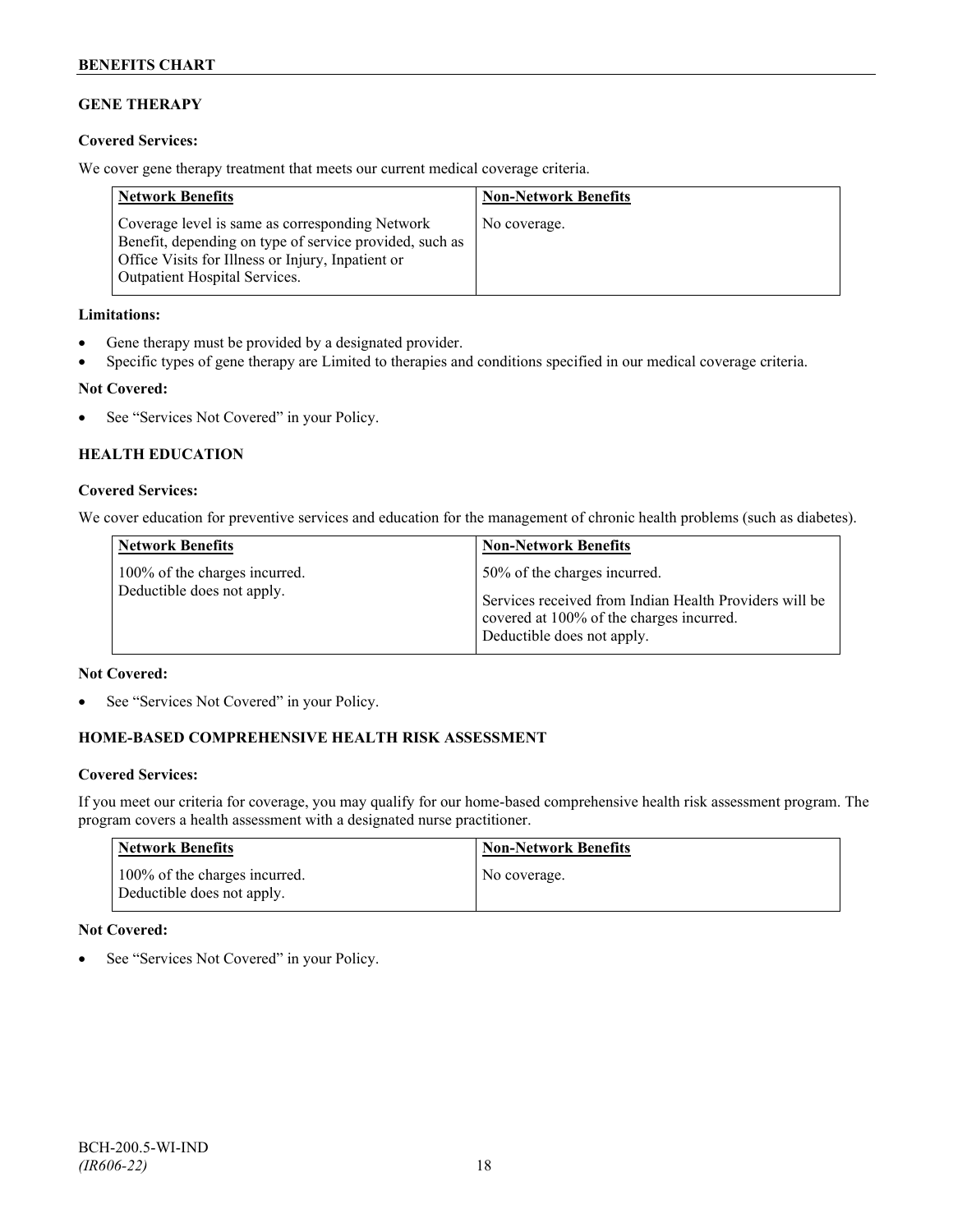## GENE THERAPY

**Covered Services:**

We cover gene therapy treatment that meets our current medical coverage criteria.

| Network Benefits | Non-Network Benefits |
|---|---|
| Coverage level is same as corresponding Network Benefit, depending on type of service provided, such as Office Visits for Illness or Injury, Inpatient or Outpatient Hospital Services. | No coverage. |

**Limitations:**

- Gene therapy must be provided by a designated provider.
- Specific types of gene therapy are Limited to therapies and conditions specified in our medical coverage criteria.

**Not Covered:**

- See "Services Not Covered" in your Policy.

## HEALTH EDUCATION

**Covered Services:**

We cover education for preventive services and education for the management of chronic health problems (such as diabetes).

| Network Benefits | Non-Network Benefits |
|---|---|
| 100% of the charges incurred. Deductible does not apply. | 50% of the charges incurred. Services received from Indian Health Providers will be covered at 100% of the charges incurred. Deductible does not apply. |

**Not Covered:**

- See "Services Not Covered" in your Policy.

## HOME-BASED COMPREHENSIVE HEALTH RISK ASSESSMENT

**Covered Services:**

If you meet our criteria for coverage, you may qualify for our home-based comprehensive health risk assessment program. The program covers a health assessment with a designated nurse practitioner.

| Network Benefits | Non-Network Benefits |
|---|---|
| 100% of the charges incurred. Deductible does not apply. | No coverage. |

**Not Covered:**

- See "Services Not Covered" in your Policy.

BCH-200.5-WI-IND
*(IR606-22)*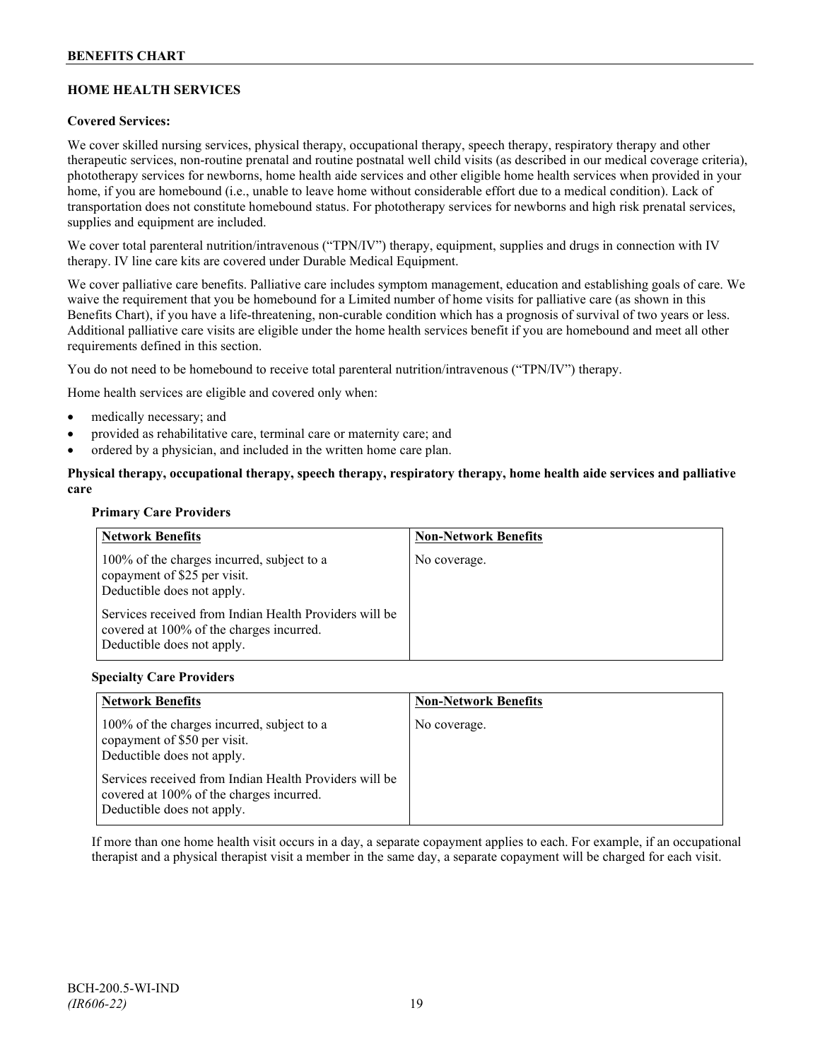## HOME HEALTH SERVICES

**Covered Services:**

We cover skilled nursing services, physical therapy, occupational therapy, speech therapy, respiratory therapy and other therapeutic services, non-routine prenatal and routine postnatal well child visits (as described in our medical coverage criteria), phototherapy services for newborns, home health aide services and other eligible home health services when provided in your home, if you are homebound (i.e., unable to leave home without considerable effort due to a medical condition). Lack of transportation does not constitute homebound status. For phototherapy services for newborns and high risk prenatal services, supplies and equipment are included.

We cover total parenteral nutrition/intravenous ("TPN/IV") therapy, equipment, supplies and drugs in connection with IV therapy. IV line care kits are covered under Durable Medical Equipment.

We cover palliative care benefits. Palliative care includes symptom management, education and establishing goals of care. We waive the requirement that you be homebound for a Limited number of home visits for palliative care (as shown in this Benefits Chart), if you have a life-threatening, non-curable condition which has a prognosis of survival of two years or less. Additional palliative care visits are eligible under the home health services benefit if you are homebound and meet all other requirements defined in this section.

You do not need to be homebound to receive total parenteral nutrition/intravenous ("TPN/IV") therapy.

Home health services are eligible and covered only when:

- medically necessary; and
- provided as rehabilitative care, terminal care or maternity care; and
- ordered by a physician, and included in the written home care plan.

**Physical therapy, occupational therapy, speech therapy, respiratory therapy, home health aide services and palliative care**

**Primary Care Providers**

| Network Benefits | Non-Network Benefits |
|---|---|
| 100% of the charges incurred, subject to a copayment of $25 per visit. Deductible does not apply.<br><br>Services received from Indian Health Providers will be covered at 100% of the charges incurred. Deductible does not apply. | No coverage. |

**Specialty Care Providers**

| Network Benefits | Non-Network Benefits |
|---|---|
| 100% of the charges incurred, subject to a copayment of $50 per visit. Deductible does not apply.<br><br>Services received from Indian Health Providers will be covered at 100% of the charges incurred. Deductible does not apply. | No coverage. |

If more than one home health visit occurs in a day, a separate copayment applies to each. For example, if an occupational therapist and a physical therapist visit a member in the same day, a separate copayment will be charged for each visit.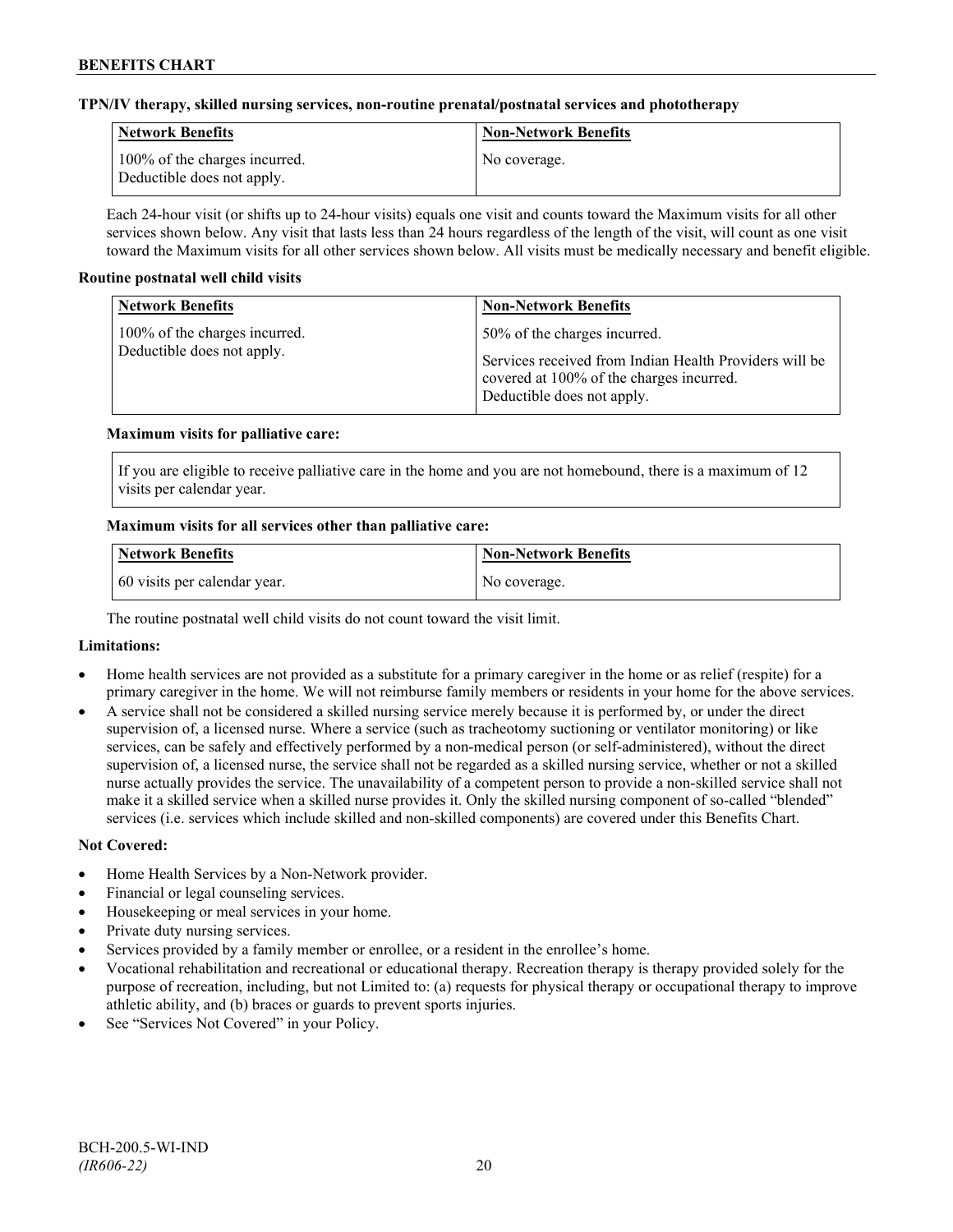**TPN/IV therapy, skilled nursing services, non-routine prenatal/postnatal services and phototherapy**

| Network Benefits | Non-Network Benefits |
|---|---|
| 100% of the charges incurred. Deductible does not apply. | No coverage. |

Each 24-hour visit (or shifts up to 24-hour visits) equals one visit and counts toward the Maximum visits for all other services shown below. Any visit that lasts less than 24 hours regardless of the length of the visit, will count as one visit toward the Maximum visits for all other services shown below. All visits must be medically necessary and benefit eligible.

**Routine postnatal well child visits**

| Network Benefits | Non-Network Benefits |
|---|---|
| 100% of the charges incurred. Deductible does not apply. | 50% of the charges incurred. Services received from Indian Health Providers will be covered at 100% of the charges incurred. Deductible does not apply. |

**Maximum visits for palliative care:**

If you are eligible to receive palliative care in the home and you are not homebound, there is a maximum of 12 visits per calendar year.

**Maximum visits for all services other than palliative care:**

| Network Benefits | Non-Network Benefits |
|---|---|
| 60 visits per calendar year. | No coverage. |

The routine postnatal well child visits do not count toward the visit limit.

**Limitations:**

- Home health services are not provided as a substitute for a primary caregiver in the home or as relief (respite) for a primary caregiver in the home. We will not reimburse family members or residents in your home for the above services.
- A service shall not be considered a skilled nursing service merely because it is performed by, or under the direct supervision of, a licensed nurse. Where a service (such as tracheotomy suctioning or ventilator monitoring) or like services, can be safely and effectively performed by a non-medical person (or self-administered), without the direct supervision of, a licensed nurse, the service shall not be regarded as a skilled nursing service, whether or not a skilled nurse actually provides the service. The unavailability of a competent person to provide a non-skilled service shall not make it a skilled service when a skilled nurse provides it. Only the skilled nursing component of so-called "blended" services (i.e. services which include skilled and non-skilled components) are covered under this Benefits Chart.

**Not Covered:**

- Home Health Services by a Non-Network provider.
- Financial or legal counseling services.
- Housekeeping or meal services in your home.
- Private duty nursing services.
- Services provided by a family member or enrollee, or a resident in the enrollee's home.
- Vocational rehabilitation and recreational or educational therapy. Recreation therapy is therapy provided solely for the purpose of recreation, including, but not Limited to: (a) requests for physical therapy or occupational therapy to improve athletic ability, and (b) braces or guards to prevent sports injuries.
- See "Services Not Covered" in your Policy.

BCH-200.5-WI-IND
*(IR606-22)*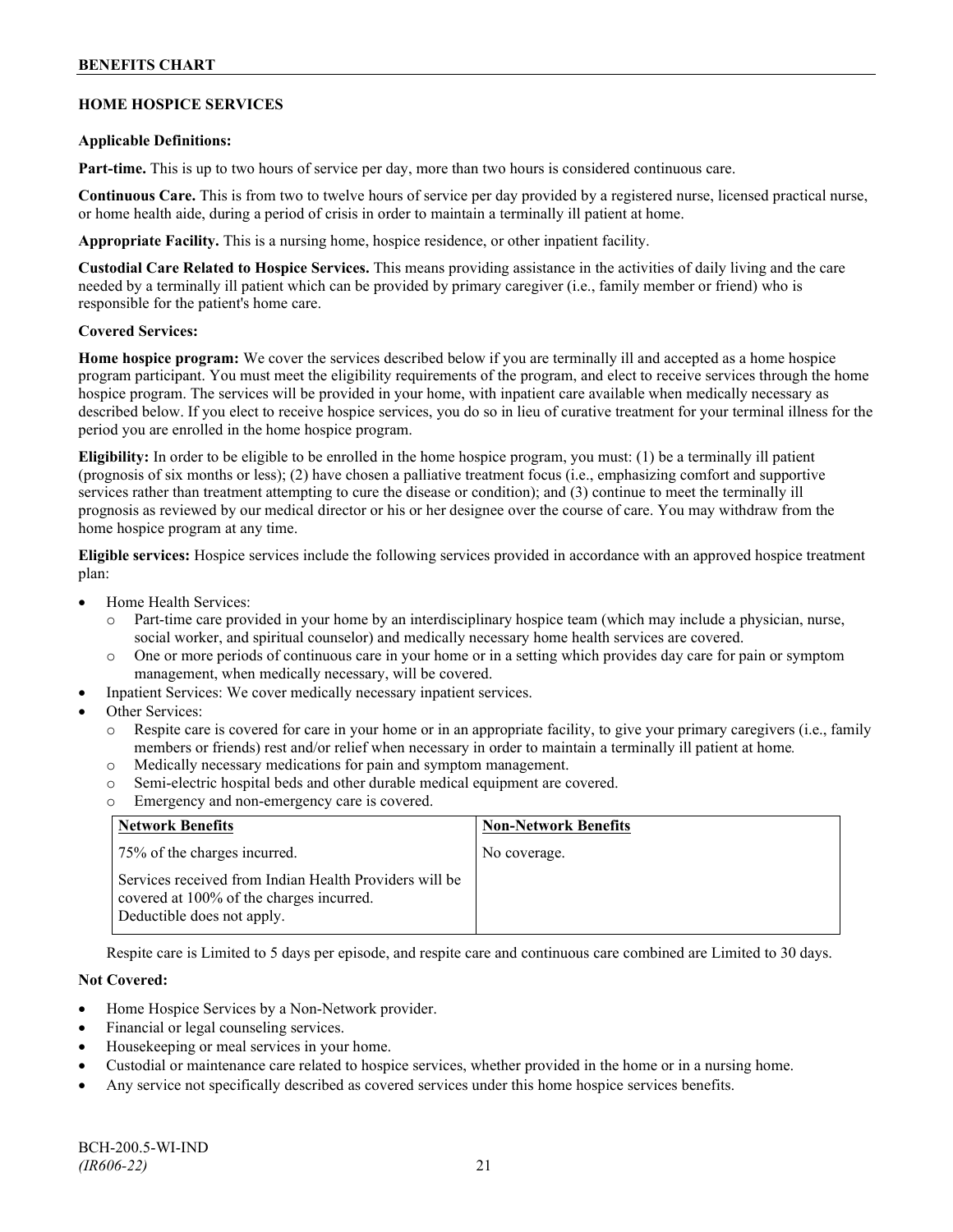## HOME HOSPICE SERVICES

**Applicable Definitions:**

**Part-time.** This is up to two hours of service per day, more than two hours is considered continuous care.

**Continuous Care.** This is from two to twelve hours of service per day provided by a registered nurse, licensed practical nurse, or home health aide, during a period of crisis in order to maintain a terminally ill patient at home.

**Appropriate Facility.** This is a nursing home, hospice residence, or other inpatient facility.

**Custodial Care Related to Hospice Services.** This means providing assistance in the activities of daily living and the care needed by a terminally ill patient which can be provided by primary caregiver (i.e., family member or friend) who is responsible for the patient's home care.

**Covered Services:**

**Home hospice program:** We cover the services described below if you are terminally ill and accepted as a home hospice program participant. You must meet the eligibility requirements of the program, and elect to receive services through the home hospice program. The services will be provided in your home, with inpatient care available when medically necessary as described below. If you elect to receive hospice services, you do so in lieu of curative treatment for your terminal illness for the period you are enrolled in the home hospice program.

**Eligibility:** In order to be eligible to be enrolled in the home hospice program, you must: (1) be a terminally ill patient (prognosis of six months or less); (2) have chosen a palliative treatment focus (i.e., emphasizing comfort and supportive services rather than treatment attempting to cure the disease or condition); and (3) continue to meet the terminally ill prognosis as reviewed by our medical director or his or her designee over the course of care. You may withdraw from the home hospice program at any time.

**Eligible services:** Hospice services include the following services provided in accordance with an approved hospice treatment plan:

- Home Health Services:
  - Part-time care provided in your home by an interdisciplinary hospice team (which may include a physician, nurse, social worker, and spiritual counselor) and medically necessary home health services are covered.
  - One or more periods of continuous care in your home or in a setting which provides day care for pain or symptom management, when medically necessary, will be covered.
- Inpatient Services: We cover medically necessary inpatient services.
- Other Services:
  - Respite care is covered for care in your home or in an appropriate facility, to give your primary caregivers (i.e., family members or friends) rest and/or relief when necessary in order to maintain a terminally ill patient at home.
  - Medically necessary medications for pain and symptom management.
  - Semi-electric hospital beds and other durable medical equipment are covered.
  - Emergency and non-emergency care is covered.

| Network Benefits | Non-Network Benefits |
|---|---|
| 75% of the charges incurred.<br><br>Services received from Indian Health Providers will be covered at 100% of the charges incurred.<br>Deductible does not apply. | No coverage. |

Respite care is Limited to 5 days per episode, and respite care and continuous care combined are Limited to 30 days.

**Not Covered:**

- Home Hospice Services by a Non-Network provider.
- Financial or legal counseling services.
- Housekeeping or meal services in your home.
- Custodial or maintenance care related to hospice services, whether provided in the home or in a nursing home.
- Any service not specifically described as covered services under this home hospice services benefits.

BCH-200.5-WI-IND
*(IR606-22)*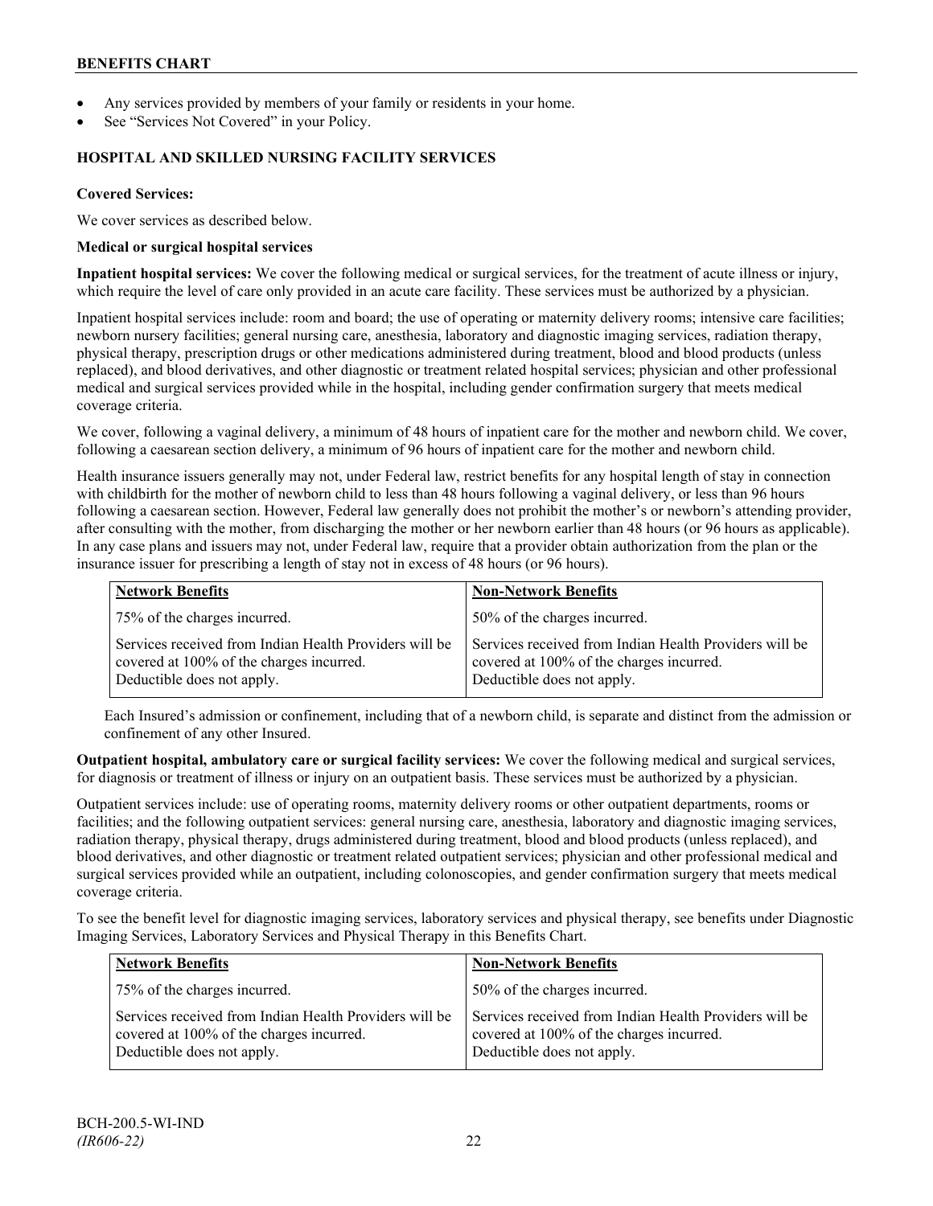- Any services provided by members of your family or residents in your home.
- See "Services Not Covered" in your Policy.

## HOSPITAL AND SKILLED NURSING FACILITY SERVICES

**Covered Services:**

We cover services as described below.

**Medical or surgical hospital services**

**Inpatient hospital services:** We cover the following medical or surgical services, for the treatment of acute illness or injury, which require the level of care only provided in an acute care facility. These services must be authorized by a physician.

Inpatient hospital services include: room and board; the use of operating or maternity delivery rooms; intensive care facilities; newborn nursery facilities; general nursing care, anesthesia, laboratory and diagnostic imaging services, radiation therapy, physical therapy, prescription drugs or other medications administered during treatment, blood and blood products (unless replaced), and blood derivatives, and other diagnostic or treatment related hospital services; physician and other professional medical and surgical services provided while in the hospital, including gender confirmation surgery that meets medical coverage criteria.

We cover, following a vaginal delivery, a minimum of 48 hours of inpatient care for the mother and newborn child. We cover, following a caesarean section delivery, a minimum of 96 hours of inpatient care for the mother and newborn child.

Health insurance issuers generally may not, under Federal law, restrict benefits for any hospital length of stay in connection with childbirth for the mother of newborn child to less than 48 hours following a vaginal delivery, or less than 96 hours following a caesarean section. However, Federal law generally does not prohibit the mother's or newborn's attending provider, after consulting with the mother, from discharging the mother or her newborn earlier than 48 hours (or 96 hours as applicable). In any case plans and issuers may not, under Federal law, require that a provider obtain authorization from the plan or the insurance issuer for prescribing a length of stay not in excess of 48 hours (or 96 hours).

| Network Benefits | Non-Network Benefits |
|---|---|
| 75% of the charges incurred. | 50% of the charges incurred. |
| Services received from Indian Health Providers will be covered at 100% of the charges incurred. Deductible does not apply. | Services received from Indian Health Providers will be covered at 100% of the charges incurred. Deductible does not apply. |

Each Insured's admission or confinement, including that of a newborn child, is separate and distinct from the admission or confinement of any other Insured.

**Outpatient hospital, ambulatory care or surgical facility services:** We cover the following medical and surgical services, for diagnosis or treatment of illness or injury on an outpatient basis. These services must be authorized by a physician.

Outpatient services include: use of operating rooms, maternity delivery rooms or other outpatient departments, rooms or facilities; and the following outpatient services: general nursing care, anesthesia, laboratory and diagnostic imaging services, radiation therapy, physical therapy, drugs administered during treatment, blood and blood products (unless replaced), and blood derivatives, and other diagnostic or treatment related outpatient services; physician and other professional medical and surgical services provided while an outpatient, including colonoscopies, and gender confirmation surgery that meets medical coverage criteria.

To see the benefit level for diagnostic imaging services, laboratory services and physical therapy, see benefits under Diagnostic Imaging Services, Laboratory Services and Physical Therapy in this Benefits Chart.

| Network Benefits | Non-Network Benefits |
|---|---|
| 75% of the charges incurred. | 50% of the charges incurred. |
| Services received from Indian Health Providers will be covered at 100% of the charges incurred. Deductible does not apply. | Services received from Indian Health Providers will be covered at 100% of the charges incurred. Deductible does not apply. |

BCH-200.5-WI-IND
*(IR606-22)*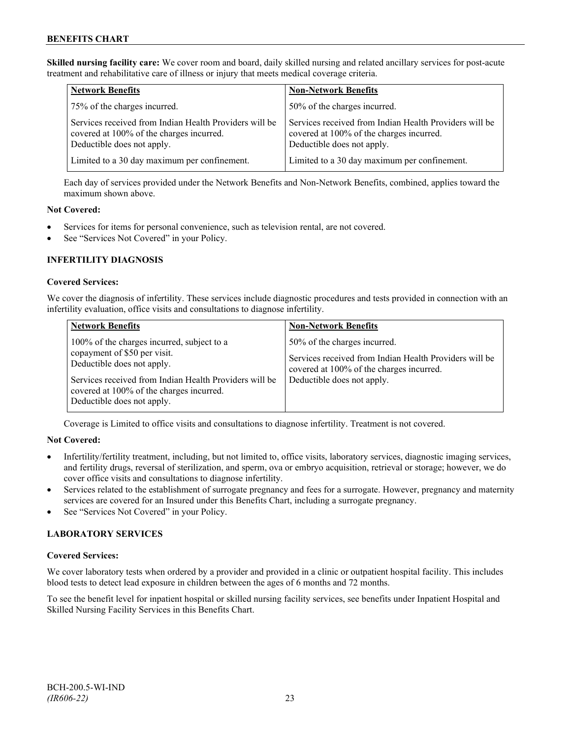**Skilled nursing facility care:** We cover room and board, daily skilled nursing and related ancillary services for post-acute treatment and rehabilitative care of illness or injury that meets medical coverage criteria.

| Network Benefits | Non-Network Benefits |
|---|---|
| 75% of the charges incurred. | 50% of the charges incurred. |
| Services received from Indian Health Providers will be covered at 100% of the charges incurred. Deductible does not apply. | Services received from Indian Health Providers will be covered at 100% of the charges incurred. Deductible does not apply. |
| Limited to a 30 day maximum per confinement. | Limited to a 30 day maximum per confinement. |

Each day of services provided under the Network Benefits and Non-Network Benefits, combined, applies toward the maximum shown above.

**Not Covered:**

- Services for items for personal convenience, such as television rental, are not covered.
- See "Services Not Covered" in your Policy.

### INFERTILITY DIAGNOSIS

**Covered Services:**

We cover the diagnosis of infertility. These services include diagnostic procedures and tests provided in connection with an infertility evaluation, office visits and consultations to diagnose infertility.

| Network Benefits | Non-Network Benefits |
|---|---|
| 100% of the charges incurred, subject to a copayment of $50 per visit. Deductible does not apply.<br><br>Services received from Indian Health Providers will be covered at 100% of the charges incurred. Deductible does not apply. | 50% of the charges incurred.<br><br>Services received from Indian Health Providers will be covered at 100% of the charges incurred. Deductible does not apply. |

Coverage is Limited to office visits and consultations to diagnose infertility. Treatment is not covered.

**Not Covered:**

- Infertility/fertility treatment, including, but not limited to, office visits, laboratory services, diagnostic imaging services, and fertility drugs, reversal of sterilization, and sperm, ova or embryo acquisition, retrieval or storage; however, we do cover office visits and consultations to diagnose infertility.
- Services related to the establishment of surrogate pregnancy and fees for a surrogate. However, pregnancy and maternity services are covered for an Insured under this Benefits Chart, including a surrogate pregnancy.
- See "Services Not Covered" in your Policy.

### LABORATORY SERVICES

**Covered Services:**

We cover laboratory tests when ordered by a provider and provided in a clinic or outpatient hospital facility. This includes blood tests to detect lead exposure in children between the ages of 6 months and 72 months.

To see the benefit level for inpatient hospital or skilled nursing facility services, see benefits under Inpatient Hospital and Skilled Nursing Facility Services in this Benefits Chart.

BCH-200.5-WI-IND
*(IR606-22)*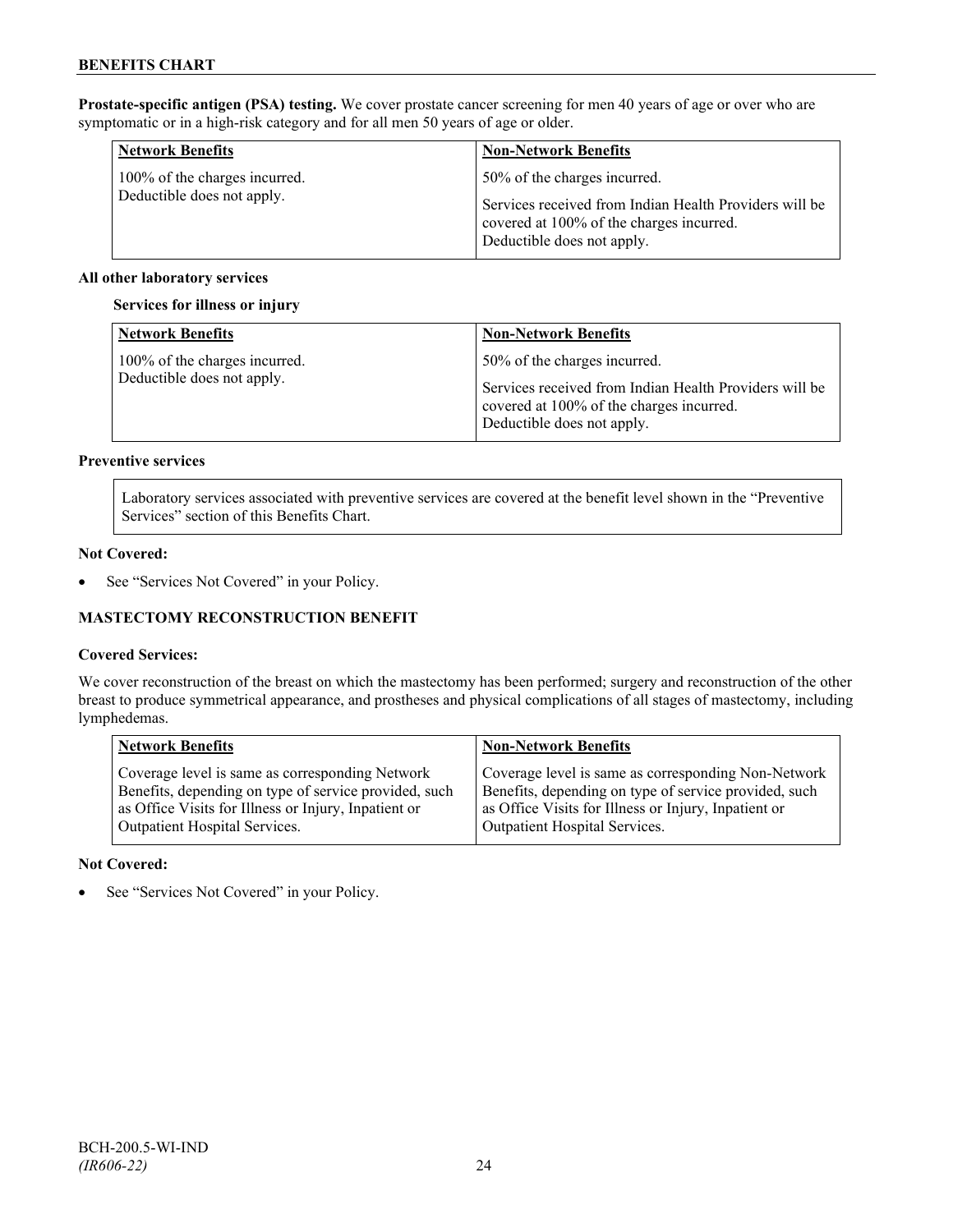**Prostate-specific antigen (PSA) testing.** We cover prostate cancer screening for men 40 years of age or over who are symptomatic or in a high-risk category and for all men 50 years of age or older.

| Network Benefits | Non-Network Benefits |
|---|---|
| 100% of the charges incurred.<br>Deductible does not apply. | 50% of the charges incurred.<br><br>Services received from Indian Health Providers will be covered at 100% of the charges incurred.<br>Deductible does not apply. |

**All other laboratory services**

**Services for illness or injury**

| Network Benefits | Non-Network Benefits |
|---|---|
| 100% of the charges incurred.<br>Deductible does not apply. | 50% of the charges incurred.<br><br>Services received from Indian Health Providers will be covered at 100% of the charges incurred.<br>Deductible does not apply. |

**Preventive services**

Laboratory services associated with preventive services are covered at the benefit level shown in the "Preventive Services" section of this Benefits Chart.

**Not Covered:**

- See "Services Not Covered" in your Policy.

## MASTECTOMY RECONSTRUCTION BENEFIT

**Covered Services:**

We cover reconstruction of the breast on which the mastectomy has been performed; surgery and reconstruction of the other breast to produce symmetrical appearance, and prostheses and physical complications of all stages of mastectomy, including lymphedemas.

| Network Benefits | Non-Network Benefits |
|---|---|
| Coverage level is same as corresponding Network Benefits, depending on type of service provided, such as Office Visits for Illness or Injury, Inpatient or Outpatient Hospital Services. | Coverage level is same as corresponding Non-Network Benefits, depending on type of service provided, such as Office Visits for Illness or Injury, Inpatient or Outpatient Hospital Services. |

**Not Covered:**

- See "Services Not Covered" in your Policy.

BCH-200.5-WI-IND
*(IR606-22)*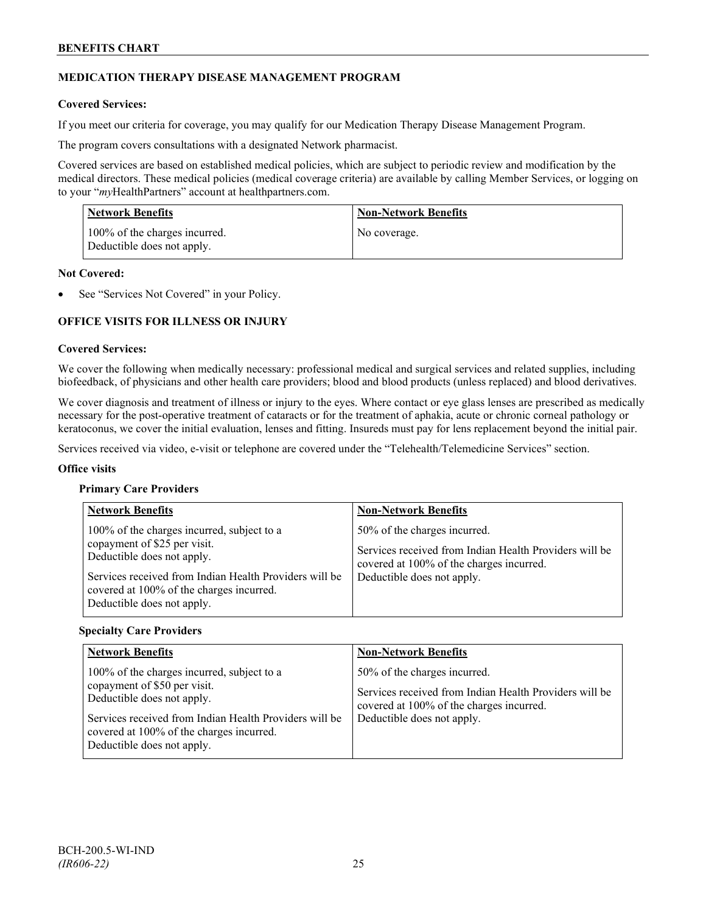## MEDICATION THERAPY DISEASE MANAGEMENT PROGRAM

**Covered Services:**

If you meet our criteria for coverage, you may qualify for our Medication Therapy Disease Management Program.

The program covers consultations with a designated Network pharmacist.

Covered services are based on established medical policies, which are subject to periodic review and modification by the medical directors. These medical policies (medical coverage criteria) are available by calling Member Services, or logging on to your "*my*HealthPartners" account at healthpartners.com.

| Network Benefits | Non-Network Benefits |
|---|---|
| 100% of the charges incurred. Deductible does not apply. | No coverage. |

**Not Covered:**

- See "Services Not Covered" in your Policy.

## OFFICE VISITS FOR ILLNESS OR INJURY

**Covered Services:**

We cover the following when medically necessary: professional medical and surgical services and related supplies, including biofeedback, of physicians and other health care providers; blood and blood products (unless replaced) and blood derivatives.

We cover diagnosis and treatment of illness or injury to the eyes. Where contact or eye glass lenses are prescribed as medically necessary for the post-operative treatment of cataracts or for the treatment of aphakia, acute or chronic corneal pathology or keratoconus, we cover the initial evaluation, lenses and fitting. Insureds must pay for lens replacement beyond the initial pair.

Services received via video, e-visit or telephone are covered under the "Telehealth/Telemedicine Services" section.

**Office visits**

**Primary Care Providers**

| Network Benefits | Non-Network Benefits |
|---|---|
| 100% of the charges incurred, subject to a copayment of $25 per visit. Deductible does not apply.<br><br>Services received from Indian Health Providers will be covered at 100% of the charges incurred. Deductible does not apply. | 50% of the charges incurred.<br><br>Services received from Indian Health Providers will be covered at 100% of the charges incurred. Deductible does not apply. |

**Specialty Care Providers**

| Network Benefits | Non-Network Benefits |
|---|---|
| 100% of the charges incurred, subject to a copayment of $50 per visit. Deductible does not apply.<br><br>Services received from Indian Health Providers will be covered at 100% of the charges incurred. Deductible does not apply. | 50% of the charges incurred.<br><br>Services received from Indian Health Providers will be covered at 100% of the charges incurred. Deductible does not apply. |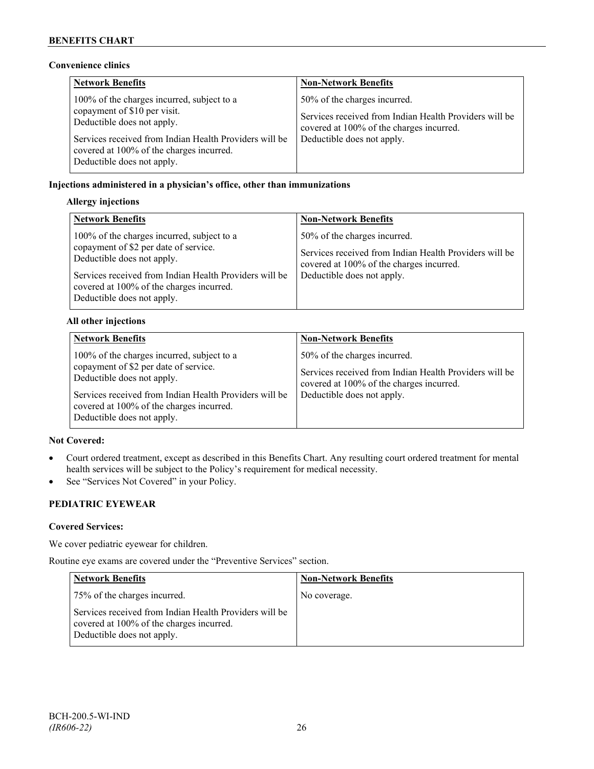**Convenience clinics**

| Network Benefits | Non-Network Benefits |
|---|---|
| 100% of the charges incurred, subject to a copayment of $10 per visit. Deductible does not apply.<br><br>Services received from Indian Health Providers will be covered at 100% of the charges incurred. Deductible does not apply. | 50% of the charges incurred.<br><br>Services received from Indian Health Providers will be covered at 100% of the charges incurred. Deductible does not apply. |

**Injections administered in a physician's office, other than immunizations**

**Allergy injections**

| Network Benefits | Non-Network Benefits |
|---|---|
| 100% of the charges incurred, subject to a copayment of $2 per date of service. Deductible does not apply.<br><br>Services received from Indian Health Providers will be covered at 100% of the charges incurred. Deductible does not apply. | 50% of the charges incurred.<br><br>Services received from Indian Health Providers will be covered at 100% of the charges incurred. Deductible does not apply. |

**All other injections**

| Network Benefits | Non-Network Benefits |
|---|---|
| 100% of the charges incurred, subject to a copayment of $2 per date of service. Deductible does not apply.<br><br>Services received from Indian Health Providers will be covered at 100% of the charges incurred. Deductible does not apply. | 50% of the charges incurred.<br><br>Services received from Indian Health Providers will be covered at 100% of the charges incurred. Deductible does not apply. |

**Not Covered:**

- Court ordered treatment, except as described in this Benefits Chart. Any resulting court ordered treatment for mental health services will be subject to the Policy's requirement for medical necessity.
- See "Services Not Covered" in your Policy.

**PEDIATRIC EYEWEAR**

**Covered Services:**

We cover pediatric eyewear for children.

Routine eye exams are covered under the "Preventive Services" section.

| Network Benefits | Non-Network Benefits |
|---|---|
| 75% of the charges incurred.<br><br>Services received from Indian Health Providers will be covered at 100% of the charges incurred. Deductible does not apply. | No coverage. |

BCH-200.5-WI-IND
*(IR606-22)*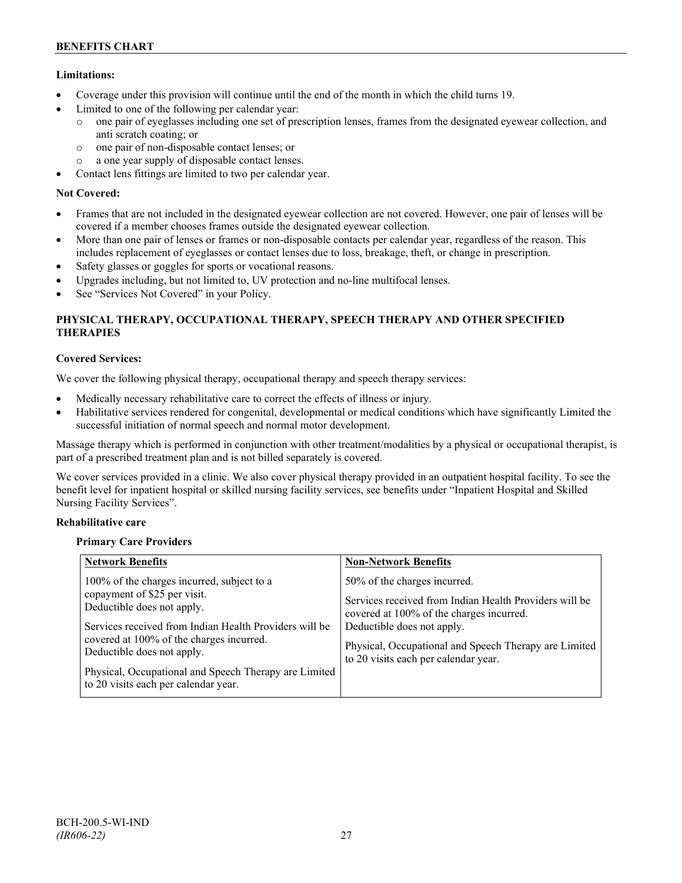**Limitations:**

- Coverage under this provision will continue until the end of the month in which the child turns 19.
- Limited to one of the following per calendar year:
  - one pair of eyeglasses including one set of prescription lenses, frames from the designated eyewear collection, and anti scratch coating; or
  - one pair of non-disposable contact lenses; or
  - a one year supply of disposable contact lenses.
- Contact lens fittings are limited to two per calendar year.

**Not Covered:**

- Frames that are not included in the designated eyewear collection are not covered. However, one pair of lenses will be covered if a member chooses frames outside the designated eyewear collection.
- More than one pair of lenses or frames or non-disposable contacts per calendar year, regardless of the reason. This includes replacement of eyeglasses or contact lenses due to loss, breakage, theft, or change in prescription.
- Safety glasses or goggles for sports or vocational reasons.
- Upgrades including, but not limited to, UV protection and no-line multifocal lenses.
- See "Services Not Covered" in your Policy.

## PHYSICAL THERAPY, OCCUPATIONAL THERAPY, SPEECH THERAPY AND OTHER SPECIFIED THERAPIES

**Covered Services:**

We cover the following physical therapy, occupational therapy and speech therapy services:

- Medically necessary rehabilitative care to correct the effects of illness or injury.
- Habilitative services rendered for congenital, developmental or medical conditions which have significantly Limited the successful initiation of normal speech and normal motor development.

Massage therapy which is performed in conjunction with other treatment/modalities by a physical or occupational therapist, is part of a prescribed treatment plan and is not billed separately is covered.

We cover services provided in a clinic. We also cover physical therapy provided in an outpatient hospital facility. To see the benefit level for inpatient hospital or skilled nursing facility services, see benefits under "Inpatient Hospital and Skilled Nursing Facility Services".

**Rehabilitative care**

**Primary Care Providers**

| Network Benefits | Non-Network Benefits |
| --- | --- |
| 100% of the charges incurred, subject to a copayment of $25 per visit. Deductible does not apply.<br><br>Services received from Indian Health Providers will be covered at 100% of the charges incurred. Deductible does not apply.<br><br>Physical, Occupational and Speech Therapy are Limited to 20 visits each per calendar year. | 50% of the charges incurred.<br><br>Services received from Indian Health Providers will be covered at 100% of the charges incurred. Deductible does not apply.<br><br>Physical, Occupational and Speech Therapy are Limited to 20 visits each per calendar year. |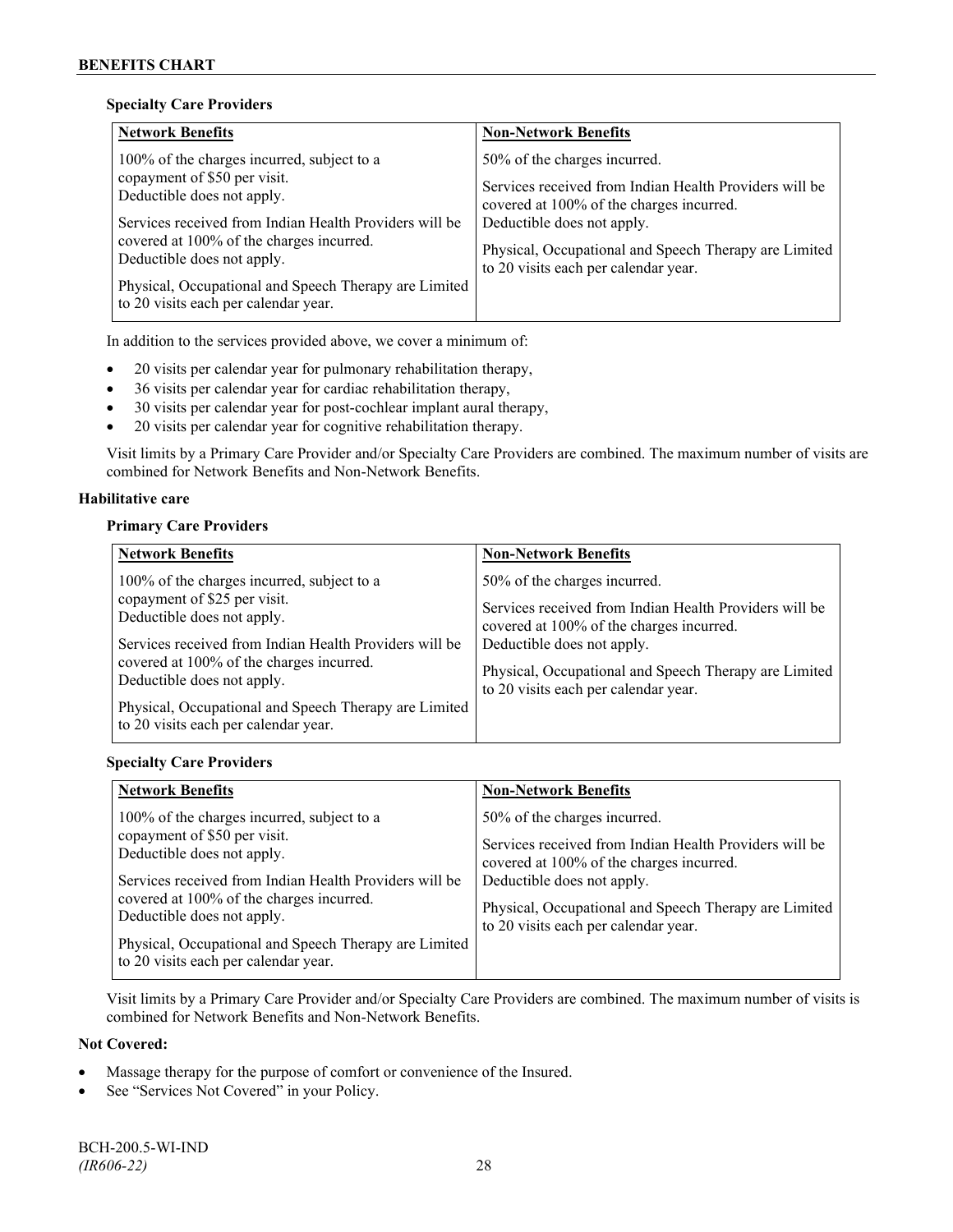**Specialty Care Providers**

| Network Benefits | Non-Network Benefits |
|---|---|
| 100% of the charges incurred, subject to a copayment of $50 per visit. Deductible does not apply.<br><br>Services received from Indian Health Providers will be covered at 100% of the charges incurred. Deductible does not apply.<br><br>Physical, Occupational and Speech Therapy are Limited to 20 visits each per calendar year. | 50% of the charges incurred.<br><br>Services received from Indian Health Providers will be covered at 100% of the charges incurred. Deductible does not apply.<br><br>Physical, Occupational and Speech Therapy are Limited to 20 visits each per calendar year. |

In addition to the services provided above, we cover a minimum of:

- 20 visits per calendar year for pulmonary rehabilitation therapy,
- 36 visits per calendar year for cardiac rehabilitation therapy,
- 30 visits per calendar year for post-cochlear implant aural therapy,
- 20 visits per calendar year for cognitive rehabilitation therapy.

Visit limits by a Primary Care Provider and/or Specialty Care Providers are combined. The maximum number of visits are combined for Network Benefits and Non-Network Benefits.

**Habilitative care**

**Primary Care Providers**

| Network Benefits | Non-Network Benefits |
|---|---|
| 100% of the charges incurred, subject to a copayment of $25 per visit. Deductible does not apply.<br><br>Services received from Indian Health Providers will be covered at 100% of the charges incurred. Deductible does not apply.<br><br>Physical, Occupational and Speech Therapy are Limited to 20 visits each per calendar year. | 50% of the charges incurred.<br><br>Services received from Indian Health Providers will be covered at 100% of the charges incurred. Deductible does not apply.<br><br>Physical, Occupational and Speech Therapy are Limited to 20 visits each per calendar year. |

**Specialty Care Providers**

| Network Benefits | Non-Network Benefits |
|---|---|
| 100% of the charges incurred, subject to a copayment of $50 per visit. Deductible does not apply.<br><br>Services received from Indian Health Providers will be covered at 100% of the charges incurred. Deductible does not apply.<br><br>Physical, Occupational and Speech Therapy are Limited to 20 visits each per calendar year. | 50% of the charges incurred.<br><br>Services received from Indian Health Providers will be covered at 100% of the charges incurred. Deductible does not apply.<br><br>Physical, Occupational and Speech Therapy are Limited to 20 visits each per calendar year. |

Visit limits by a Primary Care Provider and/or Specialty Care Providers are combined. The maximum number of visits is combined for Network Benefits and Non-Network Benefits.

**Not Covered:**

- Massage therapy for the purpose of comfort or convenience of the Insured.
- See "Services Not Covered" in your Policy.

BCH-200.5-WI-IND
*(IR606-22)*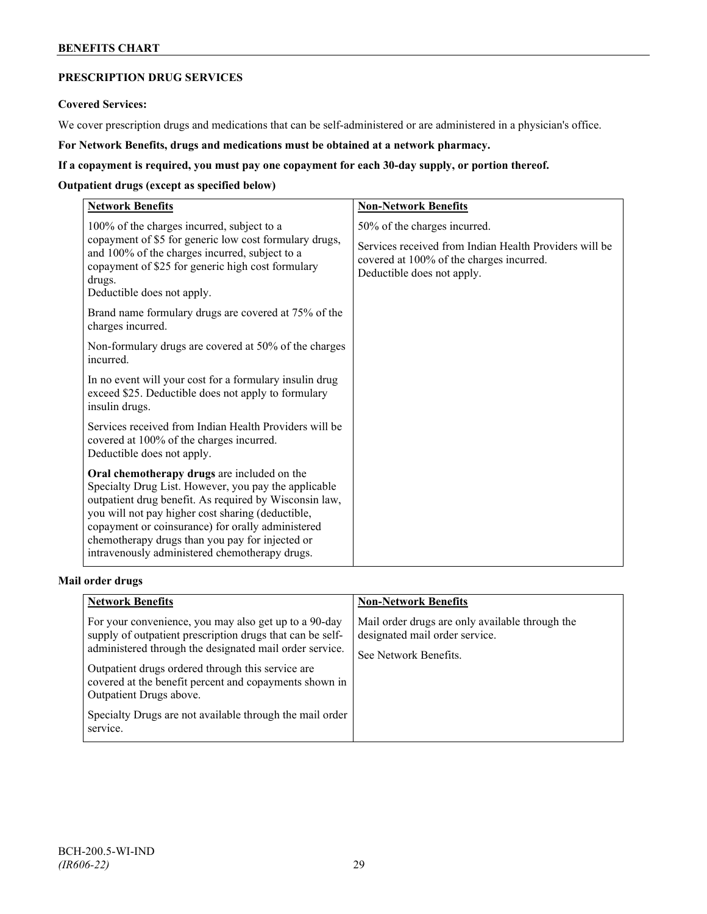## PRESCRIPTION DRUG SERVICES

**Covered Services:**

We cover prescription drugs and medications that can be self-administered or are administered in a physician's office.

**For Network Benefits, drugs and medications must be obtained at a network pharmacy.**

**If a copayment is required, you must pay one copayment for each 30-day supply, or portion thereof.**

**Outpatient drugs (except as specified below)**

| Network Benefits | Non-Network Benefits |
| --- | --- |
| 100% of the charges incurred, subject to a copayment of $5 for generic low cost formulary drugs, and 100% of the charges incurred, subject to a copayment of $25 for generic high cost formulary drugs.<br>Deductible does not apply.<br><br>Brand name formulary drugs are covered at 75% of the charges incurred.<br><br>Non-formulary drugs are covered at 50% of the charges incurred.<br><br>In no event will your cost for a formulary insulin drug exceed $25. Deductible does not apply to formulary insulin drugs.<br><br>Services received from Indian Health Providers will be covered at 100% of the charges incurred.<br>Deductible does not apply.<br><br>**Oral chemotherapy drugs** are included on the Specialty Drug List. However, you pay the applicable outpatient drug benefit. As required by Wisconsin law, you will not pay higher cost sharing (deductible, copayment or coinsurance) for orally administered chemotherapy drugs than you pay for injected or intravenously administered chemotherapy drugs. | 50% of the charges incurred.<br><br>Services received from Indian Health Providers will be covered at 100% of the charges incurred.<br>Deductible does not apply. |

**Mail order drugs**

| Network Benefits | Non-Network Benefits |
| --- | --- |
| For your convenience, you may also get up to a 90-day supply of outpatient prescription drugs that can be self-administered through the designated mail order service.<br><br>Outpatient drugs ordered through this service are covered at the benefit percent and copayments shown in Outpatient Drugs above.<br><br>Specialty Drugs are not available through the mail order service. | Mail order drugs are only available through the designated mail order service.<br><br>See Network Benefits. |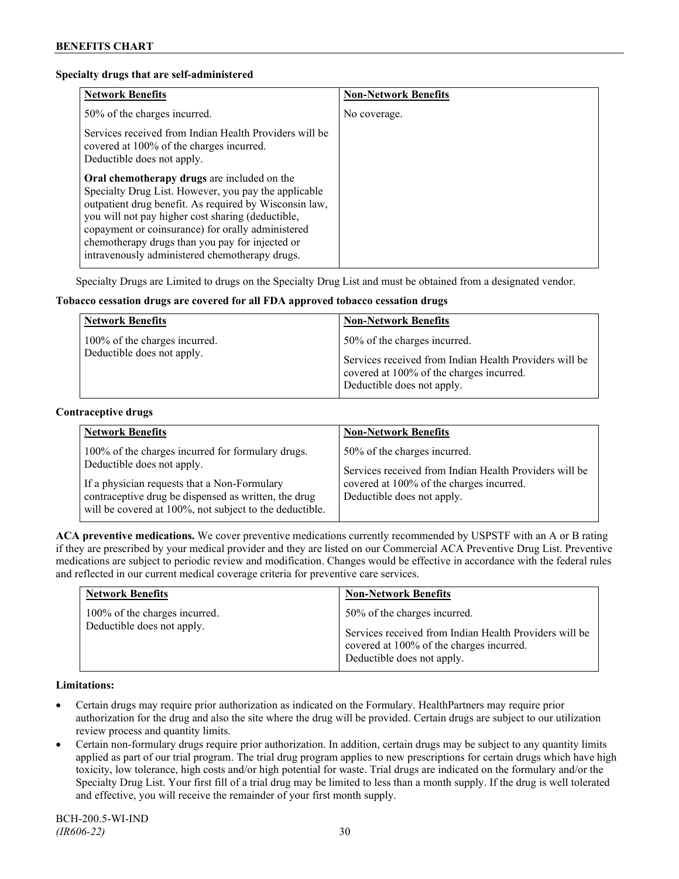**Specialty drugs that are self-administered**

| Network Benefits | Non-Network Benefits |
| --- | --- |
| 50% of the charges incurred.<br><br>Services received from Indian Health Providers will be covered at 100% of the charges incurred. Deductible does not apply.<br><br>**Oral chemotherapy drugs** are included on the Specialty Drug List. However, you pay the applicable outpatient drug benefit. As required by Wisconsin law, you will not pay higher cost sharing (deductible, copayment or coinsurance) for orally administered chemotherapy drugs than you pay for injected or intravenously administered chemotherapy drugs. | No coverage. |

Specialty Drugs are Limited to drugs on the Specialty Drug List and must be obtained from a designated vendor.

**Tobacco cessation drugs are covered for all FDA approved tobacco cessation drugs**

| Network Benefits | Non-Network Benefits |
| --- | --- |
| 100% of the charges incurred. Deductible does not apply. | 50% of the charges incurred.<br><br>Services received from Indian Health Providers will be covered at 100% of the charges incurred. Deductible does not apply. |

**Contraceptive drugs**

| Network Benefits | Non-Network Benefits |
| --- | --- |
| 100% of the charges incurred for formulary drugs. Deductible does not apply.<br><br>If a physician requests that a Non-Formulary contraceptive drug be dispensed as written, the drug will be covered at 100%, not subject to the deductible. | 50% of the charges incurred.<br><br>Services received from Indian Health Providers will be covered at 100% of the charges incurred. Deductible does not apply. |

**ACA preventive medications.** We cover preventive medications currently recommended by USPSTF with an A or B rating if they are prescribed by your medical provider and they are listed on our Commercial ACA Preventive Drug List. Preventive medications are subject to periodic review and modification. Changes would be effective in accordance with the federal rules and reflected in our current medical coverage criteria for preventive care services.

| Network Benefits | Non-Network Benefits |
| --- | --- |
| 100% of the charges incurred. Deductible does not apply. | 50% of the charges incurred.<br><br>Services received from Indian Health Providers will be covered at 100% of the charges incurred. Deductible does not apply. |

**Limitations:**

- Certain drugs may require prior authorization as indicated on the Formulary. HealthPartners may require prior authorization for the drug and also the site where the drug will be provided. Certain drugs are subject to our utilization review process and quantity limits.
- Certain non-formulary drugs require prior authorization. In addition, certain drugs may be subject to any quantity limits applied as part of our trial program. The trial drug program applies to new prescriptions for certain drugs which have high toxicity, low tolerance, high costs and/or high potential for waste. Trial drugs are indicated on the formulary and/or the Specialty Drug List. Your first fill of a trial drug may be limited to less than a month supply. If the drug is well tolerated and effective, you will receive the remainder of your first month supply.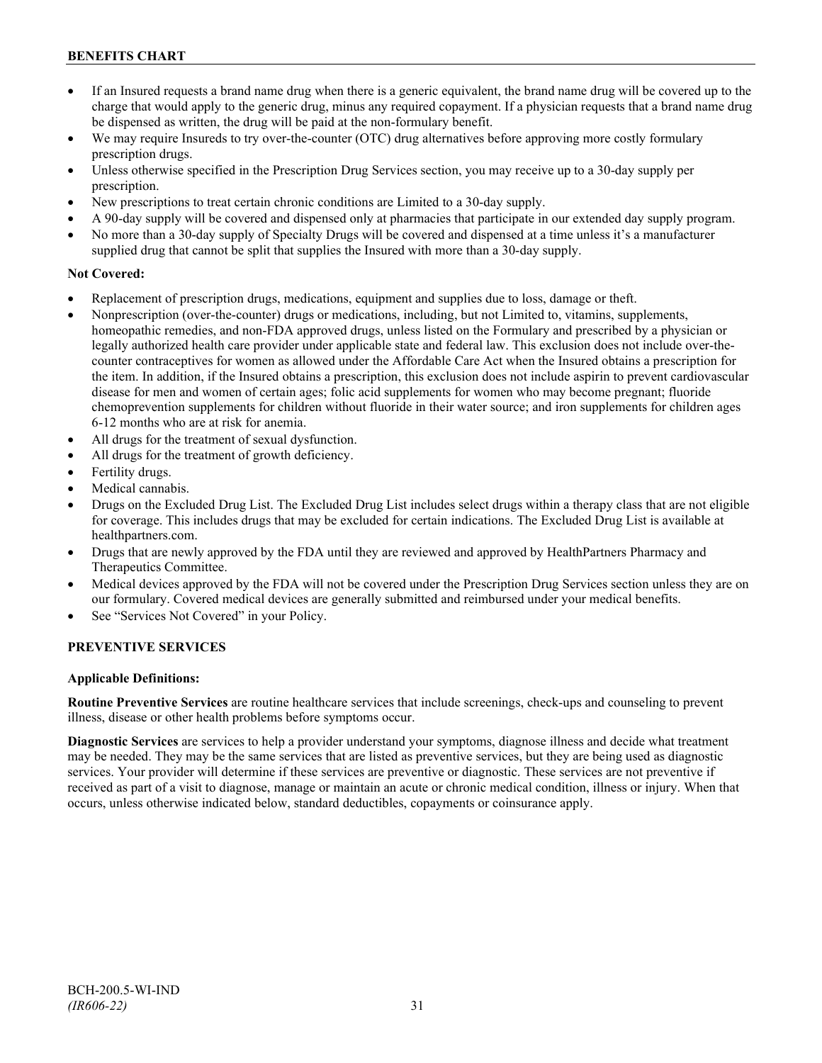- If an Insured requests a brand name drug when there is a generic equivalent, the brand name drug will be covered up to the charge that would apply to the generic drug, minus any required copayment. If a physician requests that a brand name drug be dispensed as written, the drug will be paid at the non-formulary benefit.
- We may require Insureds to try over-the-counter (OTC) drug alternatives before approving more costly formulary prescription drugs.
- Unless otherwise specified in the Prescription Drug Services section, you may receive up to a 30-day supply per prescription.
- New prescriptions to treat certain chronic conditions are Limited to a 30-day supply.
- A 90-day supply will be covered and dispensed only at pharmacies that participate in our extended day supply program.
- No more than a 30-day supply of Specialty Drugs will be covered and dispensed at a time unless it's a manufacturer supplied drug that cannot be split that supplies the Insured with more than a 30-day supply.

**Not Covered:**

- Replacement of prescription drugs, medications, equipment and supplies due to loss, damage or theft.
- Nonprescription (over-the-counter) drugs or medications, including, but not Limited to, vitamins, supplements, homeopathic remedies, and non-FDA approved drugs, unless listed on the Formulary and prescribed by a physician or legally authorized health care provider under applicable state and federal law. This exclusion does not include over-the-counter contraceptives for women as allowed under the Affordable Care Act when the Insured obtains a prescription for the item. In addition, if the Insured obtains a prescription, this exclusion does not include aspirin to prevent cardiovascular disease for men and women of certain ages; folic acid supplements for women who may become pregnant; fluoride chemoprevention supplements for children without fluoride in their water source; and iron supplements for children ages 6-12 months who are at risk for anemia.
- All drugs for the treatment of sexual dysfunction.
- All drugs for the treatment of growth deficiency.
- Fertility drugs.
- Medical cannabis.
- Drugs on the Excluded Drug List. The Excluded Drug List includes select drugs within a therapy class that are not eligible for coverage. This includes drugs that may be excluded for certain indications. The Excluded Drug List is available at healthpartners.com.
- Drugs that are newly approved by the FDA until they are reviewed and approved by HealthPartners Pharmacy and Therapeutics Committee.
- Medical devices approved by the FDA will not be covered under the Prescription Drug Services section unless they are on our formulary. Covered medical devices are generally submitted and reimbursed under your medical benefits.
- See "Services Not Covered" in your Policy.

## PREVENTIVE SERVICES

**Applicable Definitions:**

**Routine Preventive Services** are routine healthcare services that include screenings, check-ups and counseling to prevent illness, disease or other health problems before symptoms occur.

**Diagnostic Services** are services to help a provider understand your symptoms, diagnose illness and decide what treatment may be needed. They may be the same services that are listed as preventive services, but they are being used as diagnostic services. Your provider will determine if these services are preventive or diagnostic. These services are not preventive if received as part of a visit to diagnose, manage or maintain an acute or chronic medical condition, illness or injury. When that occurs, unless otherwise indicated below, standard deductibles, copayments or coinsurance apply.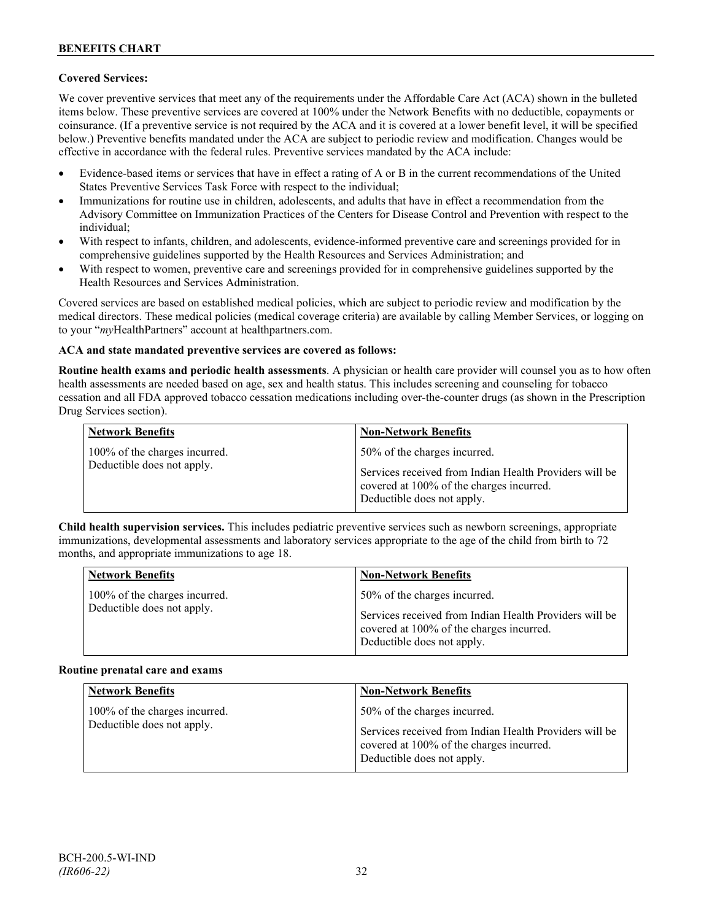**Covered Services:**

We cover preventive services that meet any of the requirements under the Affordable Care Act (ACA) shown in the bulleted items below. These preventive services are covered at 100% under the Network Benefits with no deductible, copayments or coinsurance. (If a preventive service is not required by the ACA and it is covered at a lower benefit level, it will be specified below.) Preventive benefits mandated under the ACA are subject to periodic review and modification. Changes would be effective in accordance with the federal rules. Preventive services mandated by the ACA include:

- Evidence-based items or services that have in effect a rating of A or B in the current recommendations of the United States Preventive Services Task Force with respect to the individual;
- Immunizations for routine use in children, adolescents, and adults that have in effect a recommendation from the Advisory Committee on Immunization Practices of the Centers for Disease Control and Prevention with respect to the individual;
- With respect to infants, children, and adolescents, evidence-informed preventive care and screenings provided for in comprehensive guidelines supported by the Health Resources and Services Administration; and
- With respect to women, preventive care and screenings provided for in comprehensive guidelines supported by the Health Resources and Services Administration.

Covered services are based on established medical policies, which are subject to periodic review and modification by the medical directors. These medical policies (medical coverage criteria) are available by calling Member Services, or logging on to your "*my*HealthPartners" account at healthpartners.com.

**ACA and state mandated preventive services are covered as follows:**

**Routine health exams and periodic health assessments**. A physician or health care provider will counsel you as to how often health assessments are needed based on age, sex and health status. This includes screening and counseling for tobacco cessation and all FDA approved tobacco cessation medications including over-the-counter drugs (as shown in the Prescription Drug Services section).

| Network Benefits | Non-Network Benefits |
|---|---|
| 100% of the charges incurred. Deductible does not apply. | 50% of the charges incurred. <br><br> Services received from Indian Health Providers will be covered at 100% of the charges incurred. Deductible does not apply. |

**Child health supervision services.** This includes pediatric preventive services such as newborn screenings, appropriate immunizations, developmental assessments and laboratory services appropriate to the age of the child from birth to 72 months, and appropriate immunizations to age 18.

| Network Benefits | Non-Network Benefits |
|---|---|
| 100% of the charges incurred. Deductible does not apply. | 50% of the charges incurred. <br><br> Services received from Indian Health Providers will be covered at 100% of the charges incurred. Deductible does not apply. |

**Routine prenatal care and exams**

| Network Benefits | Non-Network Benefits |
|---|---|
| 100% of the charges incurred. Deductible does not apply. | 50% of the charges incurred. <br><br> Services received from Indian Health Providers will be covered at 100% of the charges incurred. Deductible does not apply. |

BCH-200.5-WI-IND
*(IR606-22)*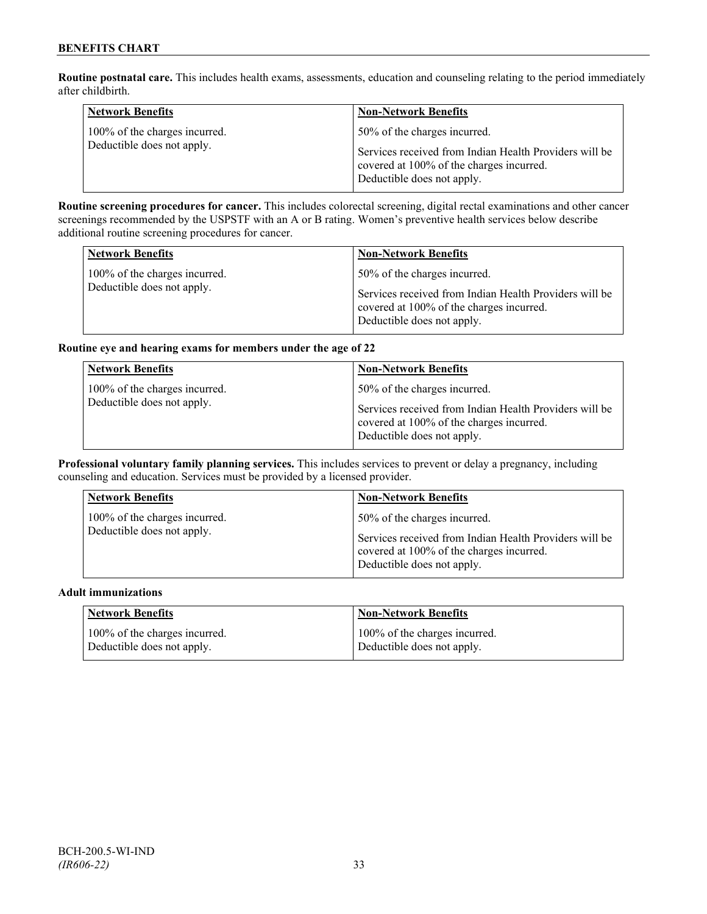**Routine postnatal care.** This includes health exams, assessments, education and counseling relating to the period immediately after childbirth.

| Network Benefits | Non-Network Benefits |
| --- | --- |
| 100% of the charges incurred.<br>Deductible does not apply. | 50% of the charges incurred.<br><br>Services received from Indian Health Providers will be covered at 100% of the charges incurred. Deductible does not apply. |

**Routine screening procedures for cancer.** This includes colorectal screening, digital rectal examinations and other cancer screenings recommended by the USPSTF with an A or B rating. Women's preventive health services below describe additional routine screening procedures for cancer.

| Network Benefits | Non-Network Benefits |
| --- | --- |
| 100% of the charges incurred.<br>Deductible does not apply. | 50% of the charges incurred.<br><br>Services received from Indian Health Providers will be covered at 100% of the charges incurred. Deductible does not apply. |

**Routine eye and hearing exams for members under the age of 22**

| Network Benefits | Non-Network Benefits |
| --- | --- |
| 100% of the charges incurred.<br>Deductible does not apply. | 50% of the charges incurred.<br><br>Services received from Indian Health Providers will be covered at 100% of the charges incurred. Deductible does not apply. |

**Professional voluntary family planning services.** This includes services to prevent or delay a pregnancy, including counseling and education. Services must be provided by a licensed provider.

| Network Benefits | Non-Network Benefits |
| --- | --- |
| 100% of the charges incurred.<br>Deductible does not apply. | 50% of the charges incurred.<br><br>Services received from Indian Health Providers will be covered at 100% of the charges incurred. Deductible does not apply. |

**Adult immunizations**

| Network Benefits | Non-Network Benefits |
| --- | --- |
| 100% of the charges incurred.<br>Deductible does not apply. | 100% of the charges incurred.<br>Deductible does not apply. |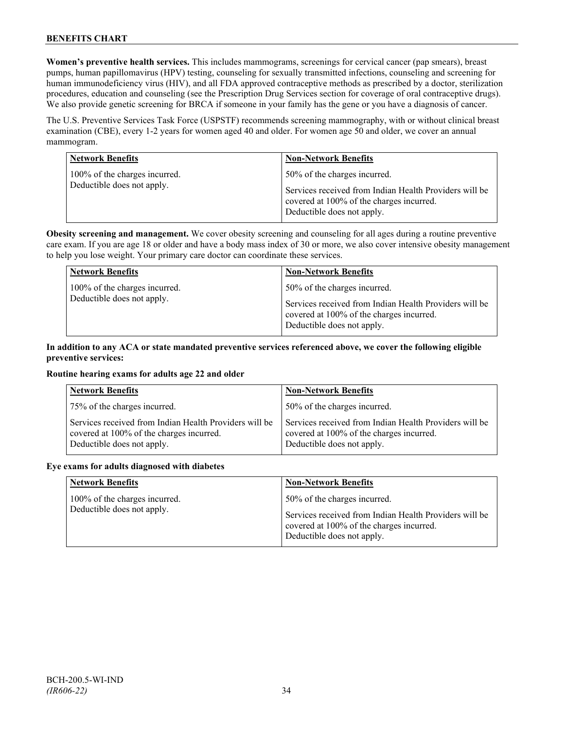**Women's preventive health services.** This includes mammograms, screenings for cervical cancer (pap smears), breast pumps, human papillomavirus (HPV) testing, counseling for sexually transmitted infections, counseling and screening for human immunodeficiency virus (HIV), and all FDA approved contraceptive methods as prescribed by a doctor, sterilization procedures, education and counseling (see the Prescription Drug Services section for coverage of oral contraceptive drugs). We also provide genetic screening for BRCA if someone in your family has the gene or you have a diagnosis of cancer.

The U.S. Preventive Services Task Force (USPSTF) recommends screening mammography, with or without clinical breast examination (CBE), every 1-2 years for women aged 40 and older. For women age 50 and older, we cover an annual mammogram.

| Network Benefits | Non-Network Benefits |
| --- | --- |
| 100% of the charges incurred.<br>Deductible does not apply. | 50% of the charges incurred.<br><br>Services received from Indian Health Providers will be covered at 100% of the charges incurred.<br>Deductible does not apply. |

**Obesity screening and management.** We cover obesity screening and counseling for all ages during a routine preventive care exam. If you are age 18 or older and have a body mass index of 30 or more, we also cover intensive obesity management to help you lose weight. Your primary care doctor can coordinate these services.

| Network Benefits | Non-Network Benefits |
| --- | --- |
| 100% of the charges incurred.<br>Deductible does not apply. | 50% of the charges incurred.<br><br>Services received from Indian Health Providers will be covered at 100% of the charges incurred.<br>Deductible does not apply. |

**In addition to any ACA or state mandated preventive services referenced above, we cover the following eligible preventive services:**

**Routine hearing exams for adults age 22 and older**

| Network Benefits | Non-Network Benefits |
| --- | --- |
| 75% of the charges incurred. | 50% of the charges incurred. |
| Services received from Indian Health Providers will be covered at 100% of the charges incurred.<br>Deductible does not apply. | Services received from Indian Health Providers will be covered at 100% of the charges incurred.<br>Deductible does not apply. |

**Eye exams for adults diagnosed with diabetes**

| Network Benefits | Non-Network Benefits |
| --- | --- |
| 100% of the charges incurred.<br>Deductible does not apply. | 50% of the charges incurred.<br><br>Services received from Indian Health Providers will be covered at 100% of the charges incurred.<br>Deductible does not apply. |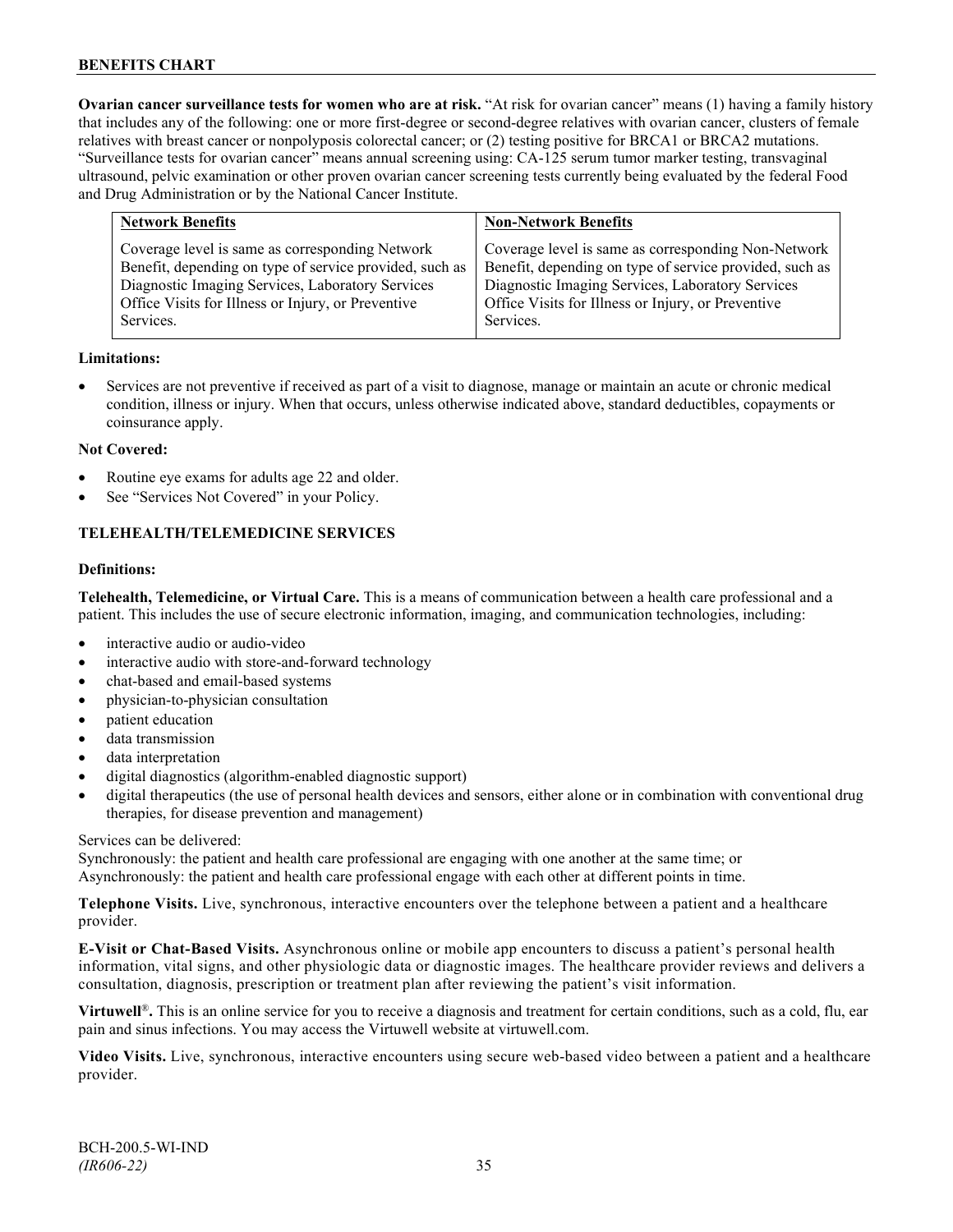**Ovarian cancer surveillance tests for women who are at risk.** "At risk for ovarian cancer" means (1) having a family history that includes any of the following: one or more first-degree or second-degree relatives with ovarian cancer, clusters of female relatives with breast cancer or nonpolyposis colorectal cancer; or (2) testing positive for BRCA1 or BRCA2 mutations. "Surveillance tests for ovarian cancer" means annual screening using: CA-125 serum tumor marker testing, transvaginal ultrasound, pelvic examination or other proven ovarian cancer screening tests currently being evaluated by the federal Food and Drug Administration or by the National Cancer Institute.

| Network Benefits | Non-Network Benefits |
|---|---|
| Coverage level is same as corresponding Network Benefit, depending on type of service provided, such as Diagnostic Imaging Services, Laboratory Services Office Visits for Illness or Injury, or Preventive Services. | Coverage level is same as corresponding Non-Network Benefit, depending on type of service provided, such as Diagnostic Imaging Services, Laboratory Services Office Visits for Illness or Injury, or Preventive Services. |

**Limitations:**

- Services are not preventive if received as part of a visit to diagnose, manage or maintain an acute or chronic medical condition, illness or injury. When that occurs, unless otherwise indicated above, standard deductibles, copayments or coinsurance apply.

**Not Covered:**

- Routine eye exams for adults age 22 and older.
- See "Services Not Covered" in your Policy.

## TELEHEALTH/TELEMEDICINE SERVICES

**Definitions:**

**Telehealth, Telemedicine, or Virtual Care.** This is a means of communication between a health care professional and a patient. This includes the use of secure electronic information, imaging, and communication technologies, including:

- interactive audio or audio-video
- interactive audio with store-and-forward technology
- chat-based and email-based systems
- physician-to-physician consultation
- patient education
- data transmission
- data interpretation
- digital diagnostics (algorithm-enabled diagnostic support)
- digital therapeutics (the use of personal health devices and sensors, either alone or in combination with conventional drug therapies, for disease prevention and management)

Services can be delivered:
Synchronously: the patient and health care professional are engaging with one another at the same time; or
Asynchronously: the patient and health care professional engage with each other at different points in time.

**Telephone Visits.** Live, synchronous, interactive encounters over the telephone between a patient and a healthcare provider.

**E-Visit or Chat-Based Visits.** Asynchronous online or mobile app encounters to discuss a patient's personal health information, vital signs, and other physiologic data or diagnostic images. The healthcare provider reviews and delivers a consultation, diagnosis, prescription or treatment plan after reviewing the patient's visit information.

**Virtuwell®.** This is an online service for you to receive a diagnosis and treatment for certain conditions, such as a cold, flu, ear pain and sinus infections. You may access the Virtuwell website at virtuwell.com.

**Video Visits.** Live, synchronous, interactive encounters using secure web-based video between a patient and a healthcare provider.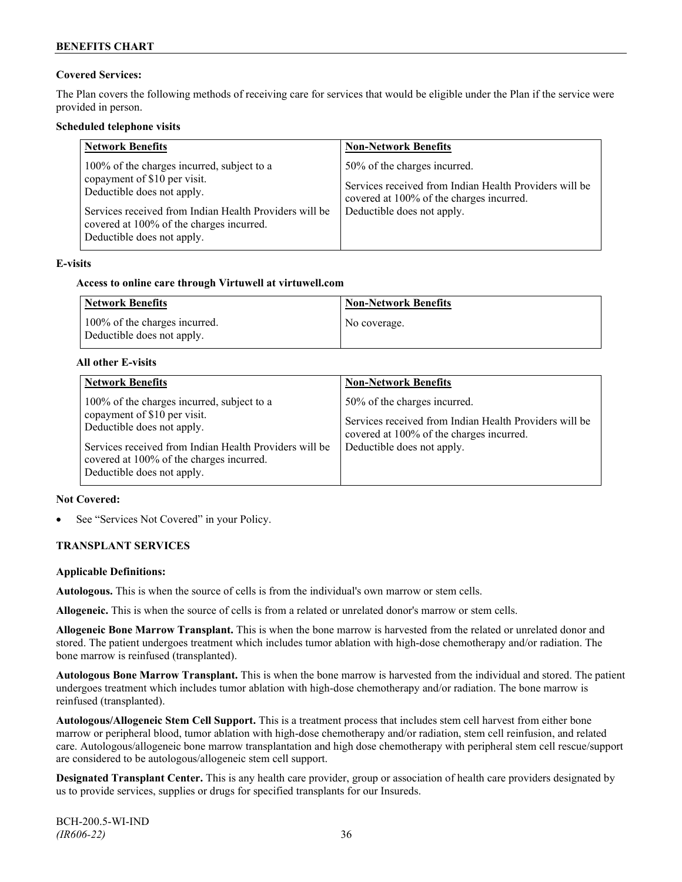**Covered Services:**

The Plan covers the following methods of receiving care for services that would be eligible under the Plan if the service were provided in person.

**Scheduled telephone visits**

| Network Benefits | Non-Network Benefits |
|---|---|
| 100% of the charges incurred, subject to a copayment of $10 per visit. Deductible does not apply.<br><br>Services received from Indian Health Providers will be covered at 100% of the charges incurred. Deductible does not apply. | 50% of the charges incurred.<br><br>Services received from Indian Health Providers will be covered at 100% of the charges incurred. Deductible does not apply. |

**E-visits**

**Access to online care through Virtuwell at virtuwell.com**

| Network Benefits | Non-Network Benefits |
|---|---|
| 100% of the charges incurred. Deductible does not apply. | No coverage. |

**All other E-visits**

| Network Benefits | Non-Network Benefits |
|---|---|
| 100% of the charges incurred, subject to a copayment of $10 per visit. Deductible does not apply.<br><br>Services received from Indian Health Providers will be covered at 100% of the charges incurred. Deductible does not apply. | 50% of the charges incurred.<br><br>Services received from Indian Health Providers will be covered at 100% of the charges incurred. Deductible does not apply. |

**Not Covered:**

- See "Services Not Covered" in your Policy.

## TRANSPLANT SERVICES

**Applicable Definitions:**

**Autologous.** This is when the source of cells is from the individual's own marrow or stem cells.

**Allogeneic.** This is when the source of cells is from a related or unrelated donor's marrow or stem cells.

**Allogeneic Bone Marrow Transplant.** This is when the bone marrow is harvested from the related or unrelated donor and stored. The patient undergoes treatment which includes tumor ablation with high-dose chemotherapy and/or radiation. The bone marrow is reinfused (transplanted).

**Autologous Bone Marrow Transplant.** This is when the bone marrow is harvested from the individual and stored. The patient undergoes treatment which includes tumor ablation with high-dose chemotherapy and/or radiation. The bone marrow is reinfused (transplanted).

**Autologous/Allogeneic Stem Cell Support.** This is a treatment process that includes stem cell harvest from either bone marrow or peripheral blood, tumor ablation with high-dose chemotherapy and/or radiation, stem cell reinfusion, and related care. Autologous/allogeneic bone marrow transplantation and high dose chemotherapy with peripheral stem cell rescue/support are considered to be autologous/allogeneic stem cell support.

**Designated Transplant Center.** This is any health care provider, group or association of health care providers designated by us to provide services, supplies or drugs for specified transplants for our Insureds.

BCH-200.5-WI-IND
*(IR606-22)*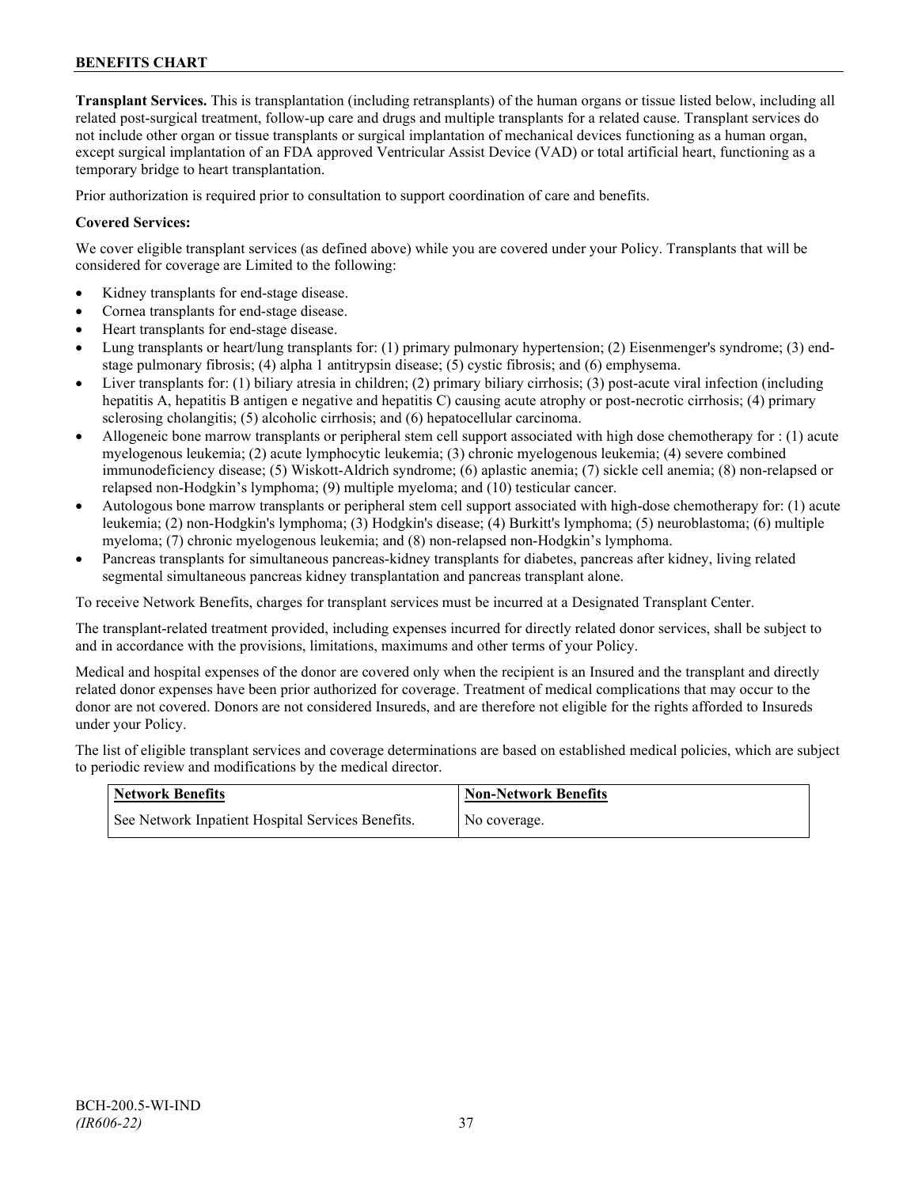**Transplant Services.** This is transplantation (including retransplants) of the human organs or tissue listed below, including all related post-surgical treatment, follow-up care and drugs and multiple transplants for a related cause. Transplant services do not include other organ or tissue transplants or surgical implantation of mechanical devices functioning as a human organ, except surgical implantation of an FDA approved Ventricular Assist Device (VAD) or total artificial heart, functioning as a temporary bridge to heart transplantation.

Prior authorization is required prior to consultation to support coordination of care and benefits.

**Covered Services:**

We cover eligible transplant services (as defined above) while you are covered under your Policy. Transplants that will be considered for coverage are Limited to the following:

- Kidney transplants for end-stage disease.
- Cornea transplants for end-stage disease.
- Heart transplants for end-stage disease.
- Lung transplants or heart/lung transplants for: (1) primary pulmonary hypertension; (2) Eisenmenger's syndrome; (3) end-stage pulmonary fibrosis; (4) alpha 1 antitrypsin disease; (5) cystic fibrosis; and (6) emphysema.
- Liver transplants for: (1) biliary atresia in children; (2) primary biliary cirrhosis; (3) post-acute viral infection (including hepatitis A, hepatitis B antigen e negative and hepatitis C) causing acute atrophy or post-necrotic cirrhosis; (4) primary sclerosing cholangitis; (5) alcoholic cirrhosis; and (6) hepatocellular carcinoma.
- Allogeneic bone marrow transplants or peripheral stem cell support associated with high dose chemotherapy for : (1) acute myelogenous leukemia; (2) acute lymphocytic leukemia; (3) chronic myelogenous leukemia; (4) severe combined immunodeficiency disease; (5) Wiskott-Aldrich syndrome; (6) aplastic anemia; (7) sickle cell anemia; (8) non-relapsed or relapsed non-Hodgkin's lymphoma; (9) multiple myeloma; and (10) testicular cancer.
- Autologous bone marrow transplants or peripheral stem cell support associated with high-dose chemotherapy for: (1) acute leukemia; (2) non-Hodgkin's lymphoma; (3) Hodgkin's disease; (4) Burkitt's lymphoma; (5) neuroblastoma; (6) multiple myeloma; (7) chronic myelogenous leukemia; and (8) non-relapsed non-Hodgkin's lymphoma.
- Pancreas transplants for simultaneous pancreas-kidney transplants for diabetes, pancreas after kidney, living related segmental simultaneous pancreas kidney transplantation and pancreas transplant alone.

To receive Network Benefits, charges for transplant services must be incurred at a Designated Transplant Center.

The transplant-related treatment provided, including expenses incurred for directly related donor services, shall be subject to and in accordance with the provisions, limitations, maximums and other terms of your Policy.

Medical and hospital expenses of the donor are covered only when the recipient is an Insured and the transplant and directly related donor expenses have been prior authorized for coverage. Treatment of medical complications that may occur to the donor are not covered. Donors are not considered Insureds, and are therefore not eligible for the rights afforded to Insureds under your Policy.

The list of eligible transplant services and coverage determinations are based on established medical policies, which are subject to periodic review and modifications by the medical director.

| Network Benefits | Non-Network Benefits |
|---|---|
| See Network Inpatient Hospital Services Benefits. | No coverage. |

BCH-200.5-WI-IND
*(IR606-22)*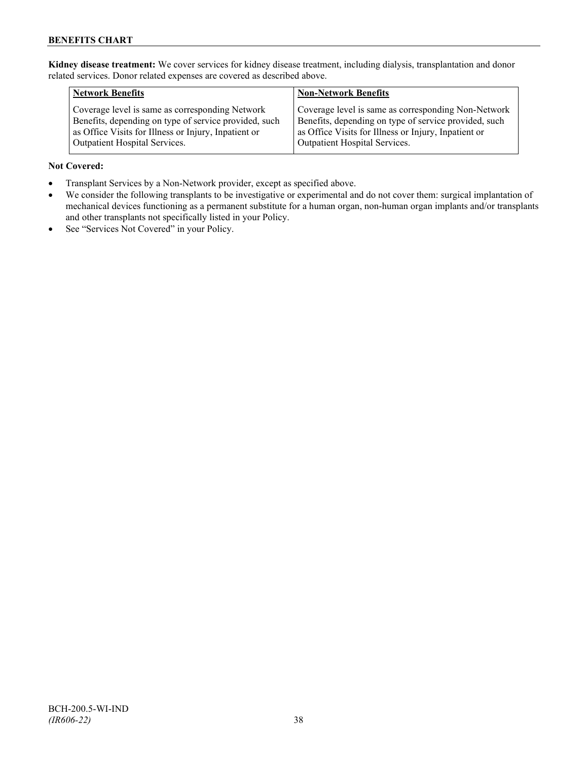**Kidney disease treatment:** We cover services for kidney disease treatment, including dialysis, transplantation and donor related services. Donor related expenses are covered as described above.

| Network Benefits | Non-Network Benefits |
| --- | --- |
| Coverage level is same as corresponding Network Benefits, depending on type of service provided, such as Office Visits for Illness or Injury, Inpatient or Outpatient Hospital Services. | Coverage level is same as corresponding Non-Network Benefits, depending on type of service provided, such as Office Visits for Illness or Injury, Inpatient or Outpatient Hospital Services. |

**Not Covered:**

- Transplant Services by a Non-Network provider, except as specified above.
- We consider the following transplants to be investigative or experimental and do not cover them: surgical implantation of mechanical devices functioning as a permanent substitute for a human organ, non-human organ implants and/or transplants and other transplants not specifically listed in your Policy.
- See "Services Not Covered" in your Policy.